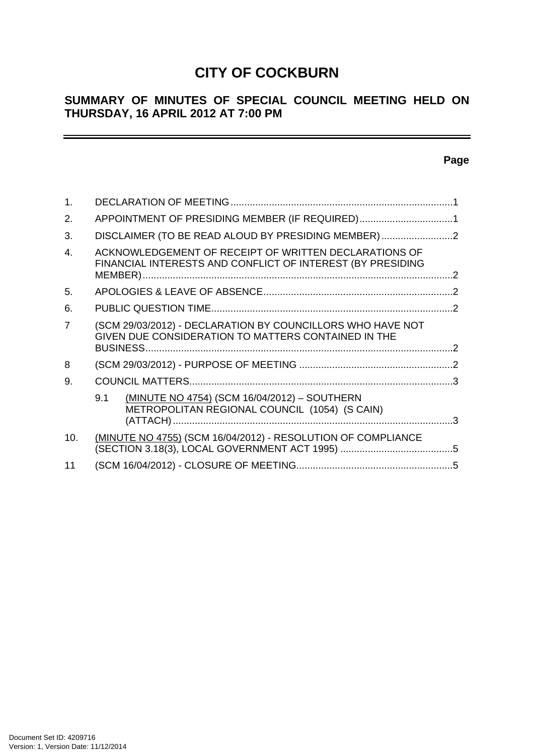# CITY OF COCKBURN

## SUMMARY OF MINUTES OF SPECIAL COUNCIL MEETING HELD ON THURSDAY, 16 APRIL 2012 AT 7:00 PM

---

**Page**

| | | |
|---|---|---|
| 1. | DECLARATION OF MEETING | 1 |
| 2. | APPOINTMENT OF PRESIDING MEMBER (IF REQUIRED) | 1 |
| 3. | DISCLAIMER (TO BE READ ALOUD BY PRESIDING MEMBER) | 2 |
| 4. | ACKNOWLEDGEMENT OF RECEIPT OF WRITTEN DECLARATIONS OF FINANCIAL INTERESTS AND CONFLICT OF INTEREST (BY PRESIDING MEMBER) | 2 |
| 5. | APOLOGIES & LEAVE OF ABSENCE | 2 |
| 6. | PUBLIC QUESTION TIME | 2 |
| 7 | (SCM 29/03/2012) - DECLARATION BY COUNCILLORS WHO HAVE NOT GIVEN DUE CONSIDERATION TO MATTERS CONTAINED IN THE BUSINESS | 2 |
| 8 | (SCM 29/03/2012) - PURPOSE OF MEETING | 2 |
| 9. | COUNCIL MATTERS | 3 |
| | 9.1 (MINUTE NO 4754) (SCM 16/04/2012) – SOUTHERN METROPOLITAN REGIONAL COUNCIL (1054) (S CAIN) (ATTACH) | 3 |
| 10. | (MINUTE NO 4755) (SCM 16/04/2012) - RESOLUTION OF COMPLIANCE (SECTION 3.18(3), LOCAL GOVERNMENT ACT 1995) | 5 |
| 11 | (SCM 16/04/2012) - CLOSURE OF MEETING | 5 |

Document Set ID: 4209716
Version: 1, Version Date: 11/12/2014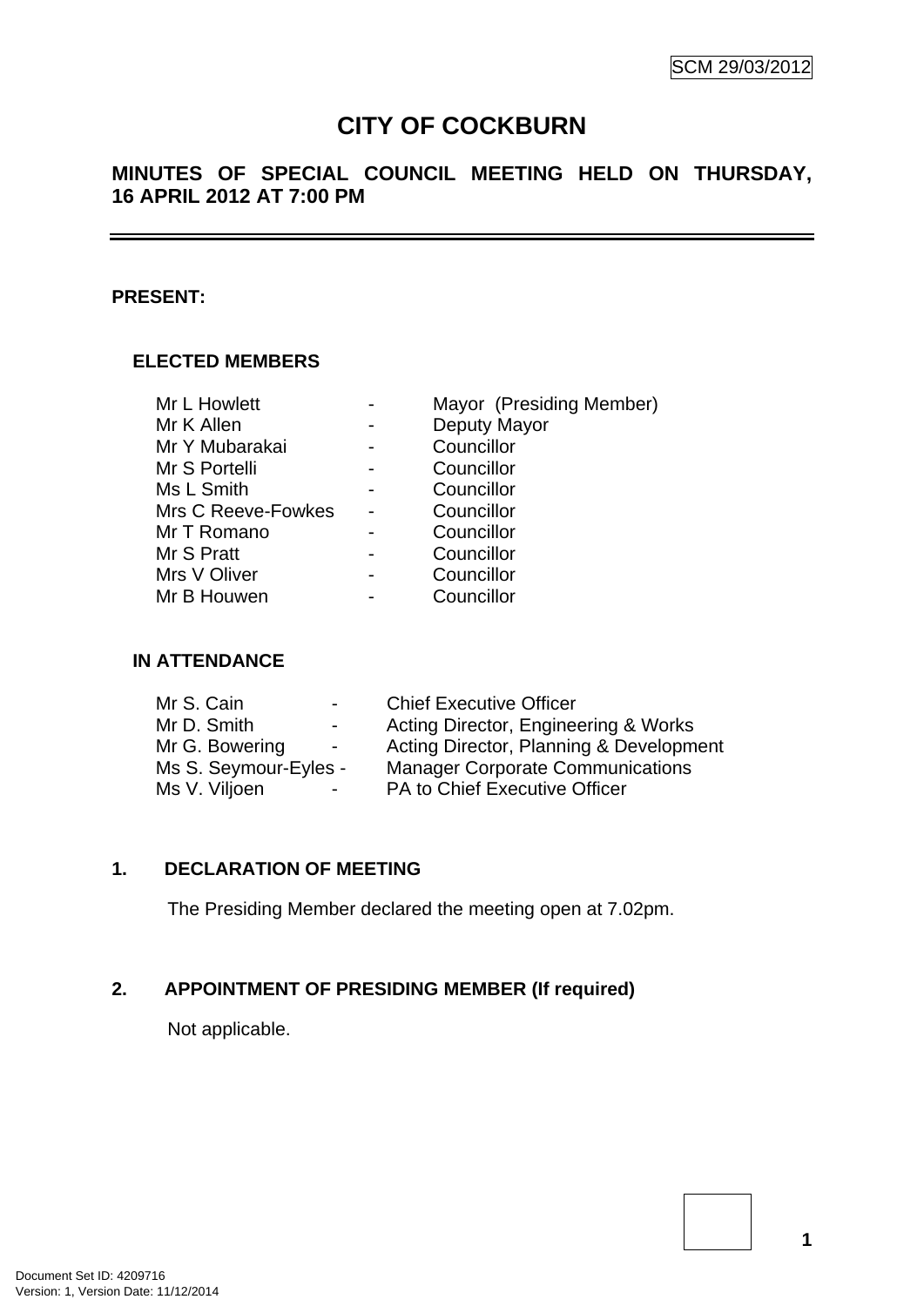SCM 29/03/2012

# CITY OF COCKBURN

## MINUTES OF SPECIAL COUNCIL MEETING HELD ON THURSDAY, 16 APRIL 2012 AT 7:00 PM

---

**PRESENT:**

### ELECTED MEMBERS

| | | |
|---|---|---|
| Mr L Howlett | - | Mayor (Presiding Member) |
| Mr K Allen | - | Deputy Mayor |
| Mr Y Mubarakai | - | Councillor |
| Mr S Portelli | - | Councillor |
| Ms L Smith | - | Councillor |
| Mrs C Reeve-Fowkes | - | Councillor |
| Mr T Romano | - | Councillor |
| Mr S Pratt | - | Councillor |
| Mrs V Oliver | - | Councillor |
| Mr B Houwen | - | Councillor |

### IN ATTENDANCE

| | | |
|---|---|---|
| Mr S. Cain | - | Chief Executive Officer |
| Mr D. Smith | - | Acting Director, Engineering & Works |
| Mr G. Bowering | - | Acting Director, Planning & Development |
| Ms S. Seymour-Eyles | - | Manager Corporate Communications |
| Ms V. Viljoen | - | PA to Chief Executive Officer |

## 1. DECLARATION OF MEETING

The Presiding Member declared the meeting open at 7.02pm.

## 2. APPOINTMENT OF PRESIDING MEMBER (If required)

Not applicable.

Document Set ID: 4209716
Version: 1, Version Date: 11/12/2014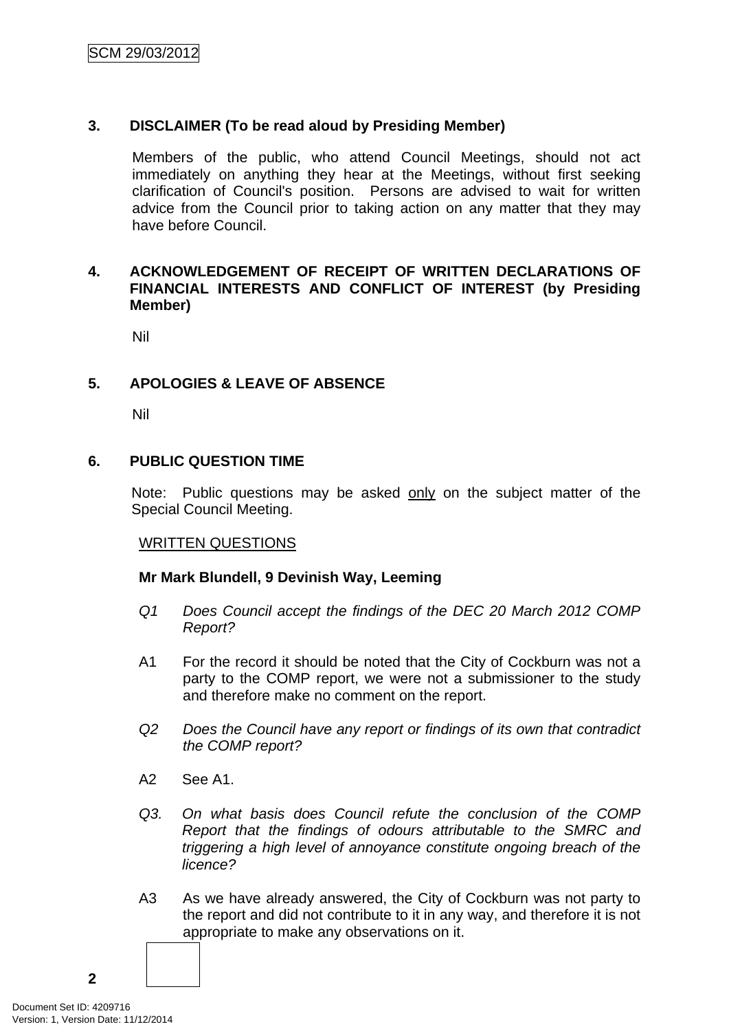## 3. DISCLAIMER (To be read aloud by Presiding Member)

Members of the public, who attend Council Meetings, should not act immediately on anything they hear at the Meetings, without first seeking clarification of Council's position. Persons are advised to wait for written advice from the Council prior to taking action on any matter that they may have before Council.

## 4. ACKNOWLEDGEMENT OF RECEIPT OF WRITTEN DECLARATIONS OF FINANCIAL INTERESTS AND CONFLICT OF INTEREST (by Presiding Member)

Nil

## 5. APOLOGIES & LEAVE OF ABSENCE

Nil

## 6. PUBLIC QUESTION TIME

Note: Public questions may be asked only on the subject matter of the Special Council Meeting.

WRITTEN QUESTIONS

**Mr Mark Blundell, 9 Devinish Way, Leeming**

*Q1 Does Council accept the findings of the DEC 20 March 2012 COMP Report?*

A1 For the record it should be noted that the City of Cockburn was not a party to the COMP report, we were not a submissioner to the study and therefore make no comment on the report.

*Q2 Does the Council have any report or findings of its own that contradict the COMP report?*

A2 See A1.

*Q3. On what basis does Council refute the conclusion of the COMP Report that the findings of odours attributable to the SMRC and triggering a high level of annoyance constitute ongoing breach of the licence?*

A3 As we have already answered, the City of Cockburn was not party to the report and did not contribute to it in any way, and therefore it is not appropriate to make any observations on it.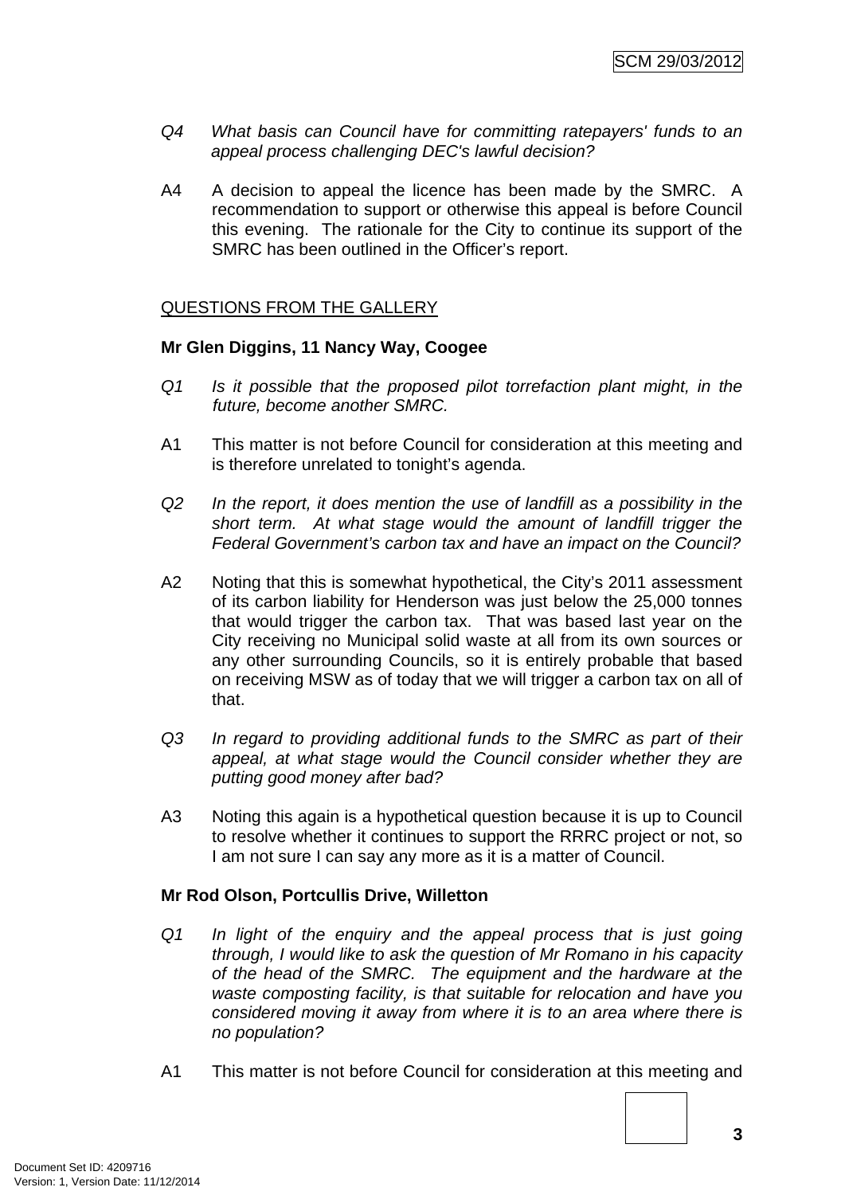*Q4 What basis can Council have for committing ratepayers' funds to an appeal process challenging DEC's lawful decision?*

A4 A decision to appeal the licence has been made by the SMRC. A recommendation to support or otherwise this appeal is before Council this evening. The rationale for the City to continue its support of the SMRC has been outlined in the Officer's report.

QUESTIONS FROM THE GALLERY

**Mr Glen Diggins, 11 Nancy Way, Coogee**

*Q1 Is it possible that the proposed pilot torrefaction plant might, in the future, become another SMRC.*

A1 This matter is not before Council for consideration at this meeting and is therefore unrelated to tonight's agenda.

*Q2 In the report, it does mention the use of landfill as a possibility in the short term. At what stage would the amount of landfill trigger the Federal Government's carbon tax and have an impact on the Council?*

A2 Noting that this is somewhat hypothetical, the City's 2011 assessment of its carbon liability for Henderson was just below the 25,000 tonnes that would trigger the carbon tax. That was based last year on the City receiving no Municipal solid waste at all from its own sources or any other surrounding Councils, so it is entirely probable that based on receiving MSW as of today that we will trigger a carbon tax on all of that.

*Q3 In regard to providing additional funds to the SMRC as part of their appeal, at what stage would the Council consider whether they are putting good money after bad?*

A3 Noting this again is a hypothetical question because it is up to Council to resolve whether it continues to support the RRRC project or not, so I am not sure I can say any more as it is a matter of Council.

**Mr Rod Olson, Portcullis Drive, Willetton**

*Q1 In light of the enquiry and the appeal process that is just going through, I would like to ask the question of Mr Romano in his capacity of the head of the SMRC. The equipment and the hardware at the waste composting facility, is that suitable for relocation and have you considered moving it away from where it is to an area where there is no population?*

A1 This matter is not before Council for consideration at this meeting and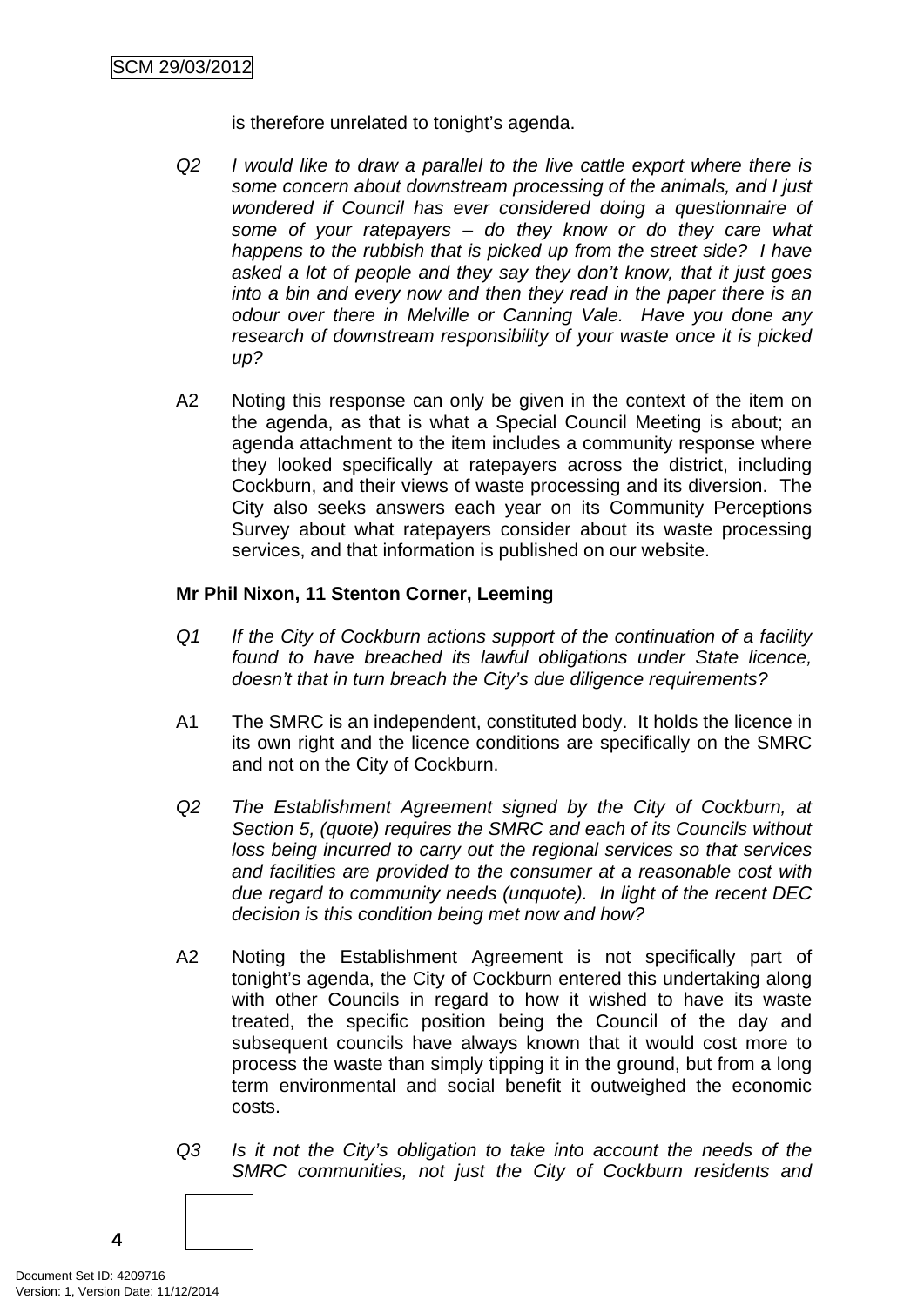is therefore unrelated to tonight's agenda.

*Q2 I would like to draw a parallel to the live cattle export where there is some concern about downstream processing of the animals, and I just wondered if Council has ever considered doing a questionnaire of some of your ratepayers – do they know or do they care what happens to the rubbish that is picked up from the street side? I have asked a lot of people and they say they don't know, that it just goes into a bin and every now and then they read in the paper there is an odour over there in Melville or Canning Vale. Have you done any research of downstream responsibility of your waste once it is picked up?*

A2 Noting this response can only be given in the context of the item on the agenda, as that is what a Special Council Meeting is about; an agenda attachment to the item includes a community response where they looked specifically at ratepayers across the district, including Cockburn, and their views of waste processing and its diversion. The City also seeks answers each year on its Community Perceptions Survey about what ratepayers consider about its waste processing services, and that information is published on our website.

**Mr Phil Nixon, 11 Stenton Corner, Leeming**

*Q1 If the City of Cockburn actions support of the continuation of a facility found to have breached its lawful obligations under State licence, doesn't that in turn breach the City's due diligence requirements?*

A1 The SMRC is an independent, constituted body. It holds the licence in its own right and the licence conditions are specifically on the SMRC and not on the City of Cockburn.

*Q2 The Establishment Agreement signed by the City of Cockburn, at Section 5, (quote) requires the SMRC and each of its Councils without loss being incurred to carry out the regional services so that services and facilities are provided to the consumer at a reasonable cost with due regard to community needs (unquote). In light of the recent DEC decision is this condition being met now and how?*

A2 Noting the Establishment Agreement is not specifically part of tonight's agenda, the City of Cockburn entered this undertaking along with other Councils in regard to how it wished to have its waste treated, the specific position being the Council of the day and subsequent councils have always known that it would cost more to process the waste than simply tipping it in the ground, but from a long term environmental and social benefit it outweighed the economic costs.

*Q3 Is it not the City's obligation to take into account the needs of the SMRC communities, not just the City of Cockburn residents and*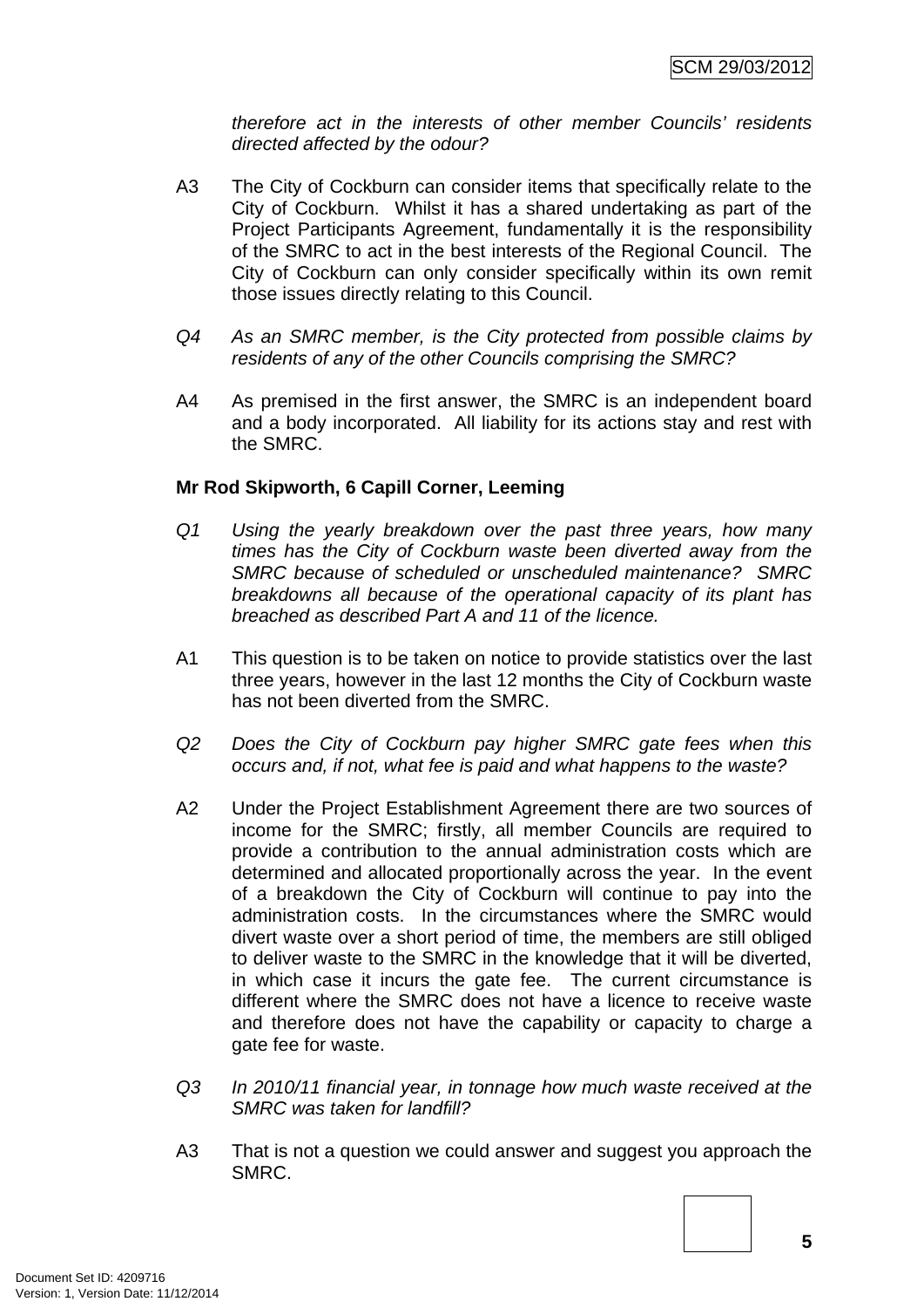*therefore act in the interests of other member Councils' residents directed affected by the odour?*

A3 The City of Cockburn can consider items that specifically relate to the City of Cockburn. Whilst it has a shared undertaking as part of the Project Participants Agreement, fundamentally it is the responsibility of the SMRC to act in the best interests of the Regional Council. The City of Cockburn can only consider specifically within its own remit those issues directly relating to this Council.

*Q4 As an SMRC member, is the City protected from possible claims by residents of any of the other Councils comprising the SMRC?*

A4 As premised in the first answer, the SMRC is an independent board and a body incorporated. All liability for its actions stay and rest with the SMRC.

**Mr Rod Skipworth, 6 Capill Corner, Leeming**

*Q1 Using the yearly breakdown over the past three years, how many times has the City of Cockburn waste been diverted away from the SMRC because of scheduled or unscheduled maintenance? SMRC breakdowns all because of the operational capacity of its plant has breached as described Part A and 11 of the licence.*

A1 This question is to be taken on notice to provide statistics over the last three years, however in the last 12 months the City of Cockburn waste has not been diverted from the SMRC.

*Q2 Does the City of Cockburn pay higher SMRC gate fees when this occurs and, if not, what fee is paid and what happens to the waste?*

A2 Under the Project Establishment Agreement there are two sources of income for the SMRC; firstly, all member Councils are required to provide a contribution to the annual administration costs which are determined and allocated proportionally across the year. In the event of a breakdown the City of Cockburn will continue to pay into the administration costs. In the circumstances where the SMRC would divert waste over a short period of time, the members are still obliged to deliver waste to the SMRC in the knowledge that it will be diverted, in which case it incurs the gate fee. The current circumstance is different where the SMRC does not have a licence to receive waste and therefore does not have the capability or capacity to charge a gate fee for waste.

*Q3 In 2010/11 financial year, in tonnage how much waste received at the SMRC was taken for landfill?*

A3 That is not a question we could answer and suggest you approach the SMRC.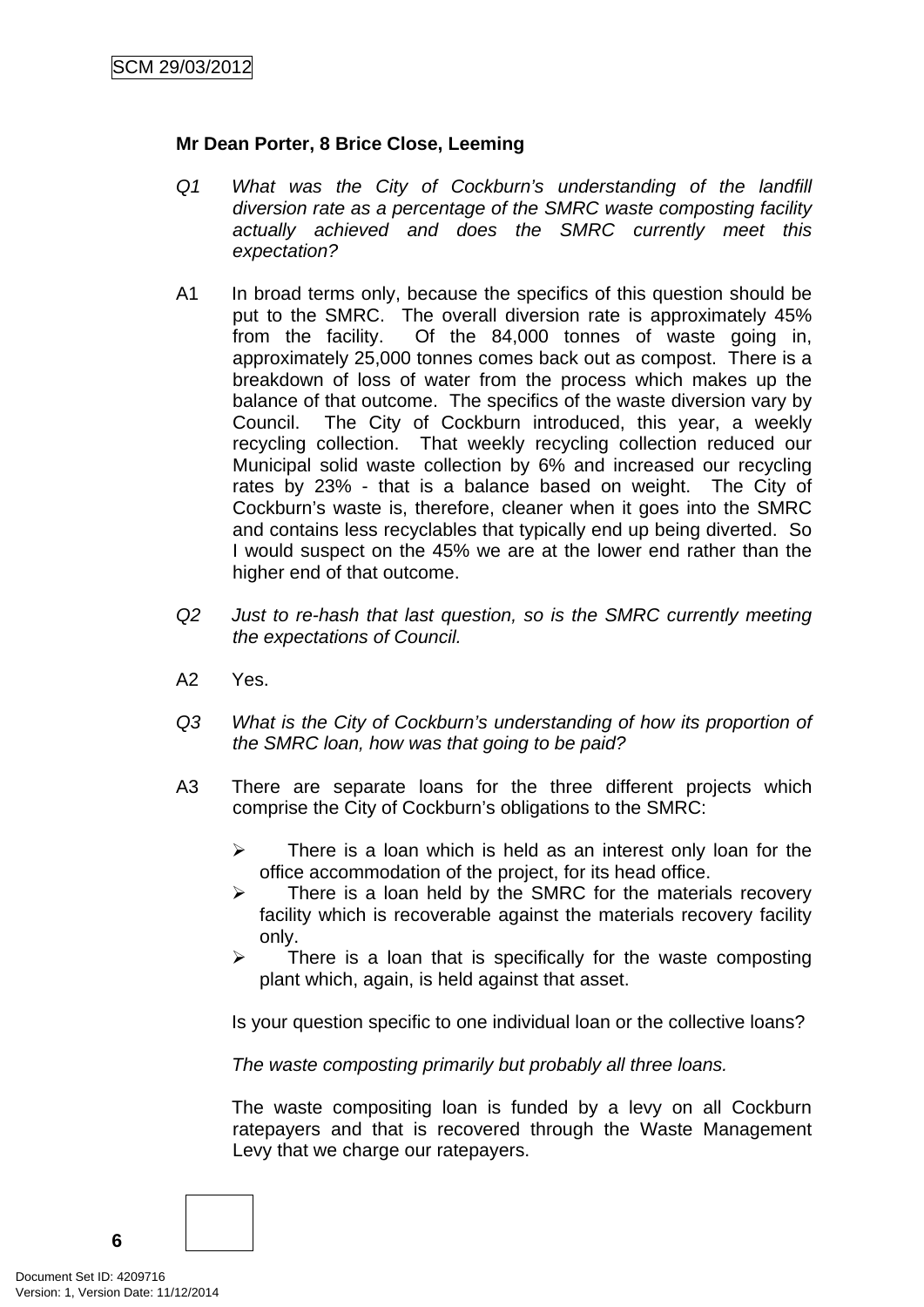**Mr Dean Porter, 8 Brice Close, Leeming**

Q1 *What was the City of Cockburn's understanding of the landfill diversion rate as a percentage of the SMRC waste composting facility actually achieved and does the SMRC currently meet this expectation?*

A1 In broad terms only, because the specifics of this question should be put to the SMRC. The overall diversion rate is approximately 45% from the facility. Of the 84,000 tonnes of waste going in, approximately 25,000 tonnes comes back out as compost. There is a breakdown of loss of water from the process which makes up the balance of that outcome. The specifics of the waste diversion vary by Council. The City of Cockburn introduced, this year, a weekly recycling collection. That weekly recycling collection reduced our Municipal solid waste collection by 6% and increased our recycling rates by 23% - that is a balance based on weight. The City of Cockburn's waste is, therefore, cleaner when it goes into the SMRC and contains less recyclables that typically end up being diverted. So I would suspect on the 45% we are at the lower end rather than the higher end of that outcome.

Q2 *Just to re-hash that last question, so is the SMRC currently meeting the expectations of Council.*

A2 Yes.

Q3 *What is the City of Cockburn's understanding of how its proportion of the SMRC loan, how was that going to be paid?*

A3 There are separate loans for the three different projects which comprise the City of Cockburn's obligations to the SMRC:

- There is a loan which is held as an interest only loan for the office accommodation of the project, for its head office.
- There is a loan held by the SMRC for the materials recovery facility which is recoverable against the materials recovery facility only.
- There is a loan that is specifically for the waste composting plant which, again, is held against that asset.

Is your question specific to one individual loan or the collective loans?

*The waste composting primarily but probably all three loans.*

The waste compositing loan is funded by a levy on all Cockburn ratepayers and that is recovered through the Waste Management Levy that we charge our ratepayers.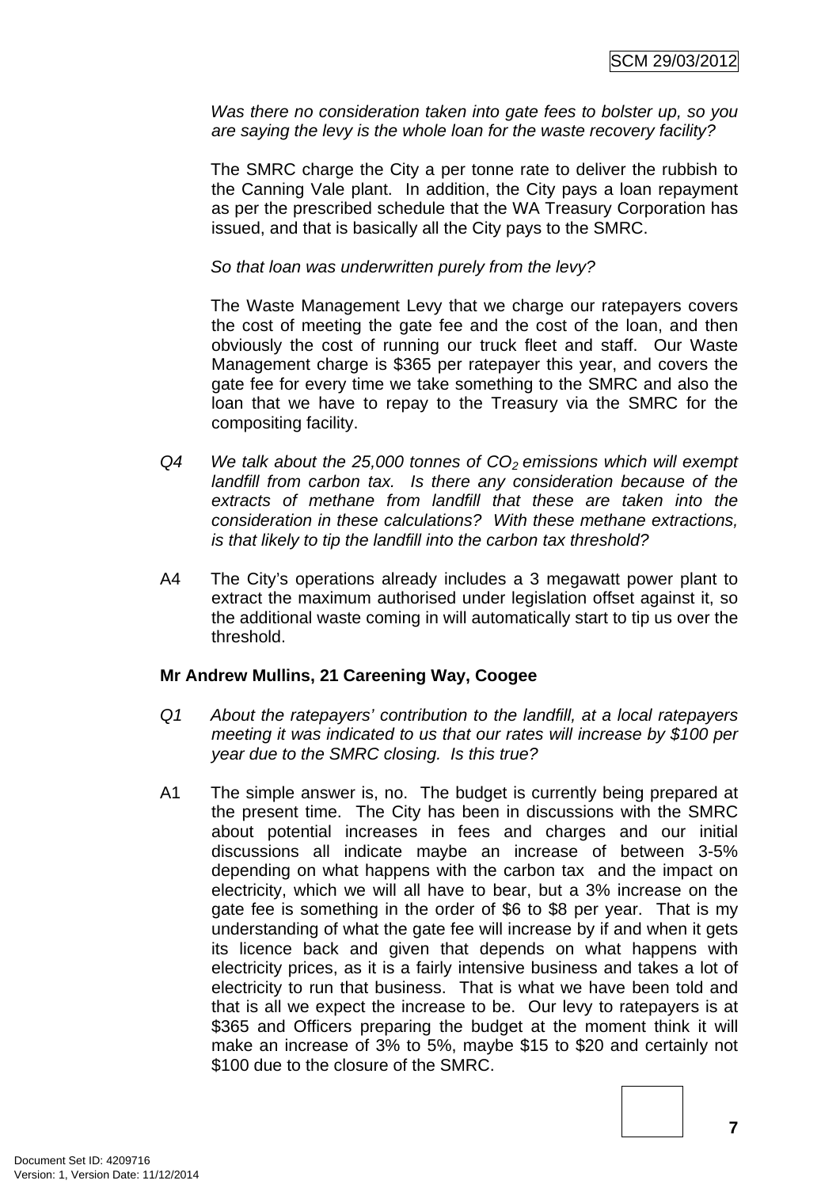*Was there no consideration taken into gate fees to bolster up, so you are saying the levy is the whole loan for the waste recovery facility?*

The SMRC charge the City a per tonne rate to deliver the rubbish to the Canning Vale plant. In addition, the City pays a loan repayment as per the prescribed schedule that the WA Treasury Corporation has issued, and that is basically all the City pays to the SMRC.

*So that loan was underwritten purely from the levy?*

The Waste Management Levy that we charge our ratepayers covers the cost of meeting the gate fee and the cost of the loan, and then obviously the cost of running our truck fleet and staff. Our Waste Management charge is $365 per ratepayer this year, and covers the gate fee for every time we take something to the SMRC and also the loan that we have to repay to the Treasury via the SMRC for the compositing facility.

Q4 *We talk about the 25,000 tonnes of $CO_2$ emissions which will exempt landfill from carbon tax. Is there any consideration because of the extracts of methane from landfill that these are taken into the consideration in these calculations? With these methane extractions, is that likely to tip the landfill into the carbon tax threshold?*

A4 The City's operations already includes a 3 megawatt power plant to extract the maximum authorised under legislation offset against it, so the additional waste coming in will automatically start to tip us over the threshold.

**Mr Andrew Mullins, 21 Careening Way, Coogee**

Q1 *About the ratepayers' contribution to the landfill, at a local ratepayers meeting it was indicated to us that our rates will increase by $100 per year due to the SMRC closing. Is this true?*

A1 The simple answer is, no. The budget is currently being prepared at the present time. The City has been in discussions with the SMRC about potential increases in fees and charges and our initial discussions all indicate maybe an increase of between 3-5% depending on what happens with the carbon tax and the impact on electricity, which we will all have to bear, but a 3% increase on the gate fee is something in the order of $6 to $8 per year. That is my understanding of what the gate fee will increase by if and when it gets its licence back and given that depends on what happens with electricity prices, as it is a fairly intensive business and takes a lot of electricity to run that business. That is what we have been told and that is all we expect the increase to be. Our levy to ratepayers is at $365 and Officers preparing the budget at the moment think it will make an increase of 3% to 5%, maybe $15 to $20 and certainly not $100 due to the closure of the SMRC.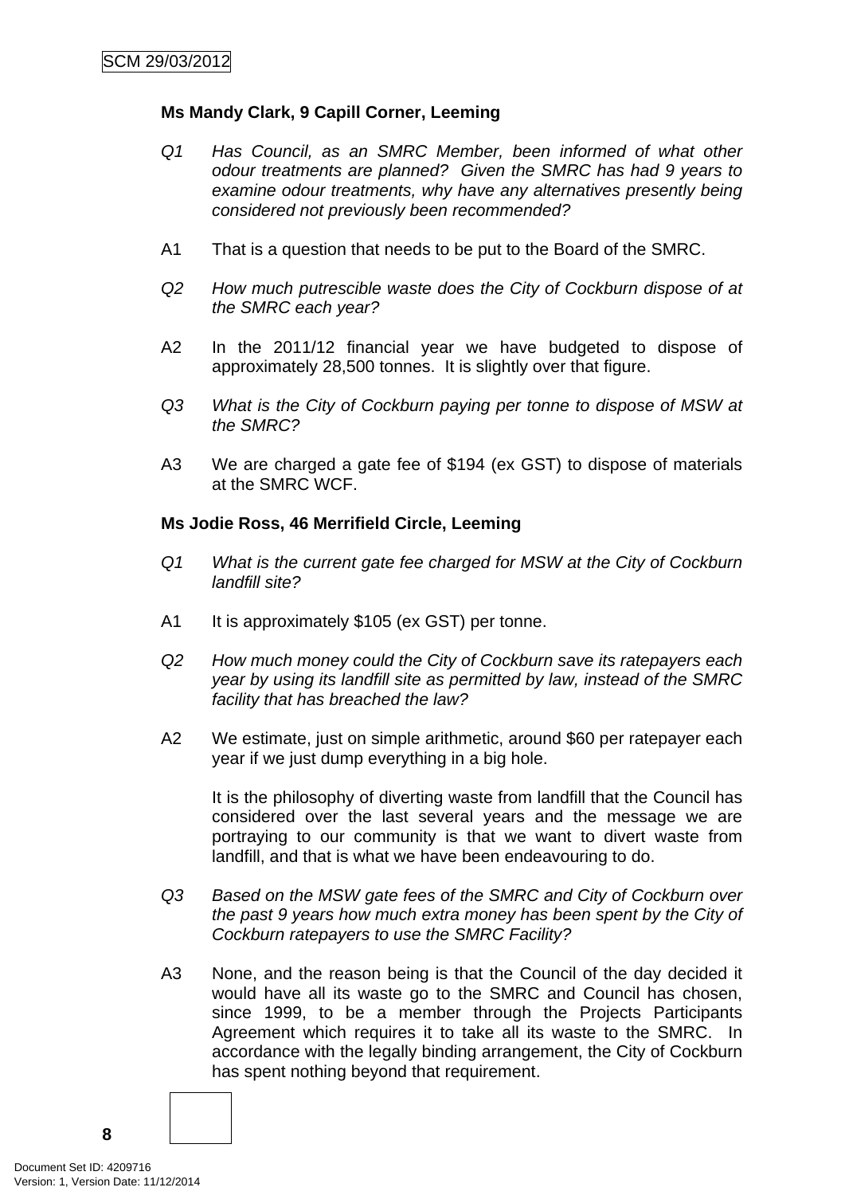**Ms Mandy Clark, 9 Capill Corner, Leeming**

*Q1 Has Council, as an SMRC Member, been informed of what other odour treatments are planned? Given the SMRC has had 9 years to examine odour treatments, why have any alternatives presently being considered not previously been recommended?*

A1 That is a question that needs to be put to the Board of the SMRC.

*Q2 How much putrescible waste does the City of Cockburn dispose of at the SMRC each year?*

A2 In the 2011/12 financial year we have budgeted to dispose of approximately 28,500 tonnes. It is slightly over that figure.

*Q3 What is the City of Cockburn paying per tonne to dispose of MSW at the SMRC?*

A3 We are charged a gate fee of $194 (ex GST) to dispose of materials at the SMRC WCF.

**Ms Jodie Ross, 46 Merrifield Circle, Leeming**

*Q1 What is the current gate fee charged for MSW at the City of Cockburn landfill site?*

A1 It is approximately $105 (ex GST) per tonne.

*Q2 How much money could the City of Cockburn save its ratepayers each year by using its landfill site as permitted by law, instead of the SMRC facility that has breached the law?*

A2 We estimate, just on simple arithmetic, around $60 per ratepayer each year if we just dump everything in a big hole.

It is the philosophy of diverting waste from landfill that the Council has considered over the last several years and the message we are portraying to our community is that we want to divert waste from landfill, and that is what we have been endeavouring to do.

*Q3 Based on the MSW gate fees of the SMRC and City of Cockburn over the past 9 years how much extra money has been spent by the City of Cockburn ratepayers to use the SMRC Facility?*

A3 None, and the reason being is that the Council of the day decided it would have all its waste go to the SMRC and Council has chosen, since 1999, to be a member through the Projects Participants Agreement which requires it to take all its waste to the SMRC. In accordance with the legally binding arrangement, the City of Cockburn has spent nothing beyond that requirement.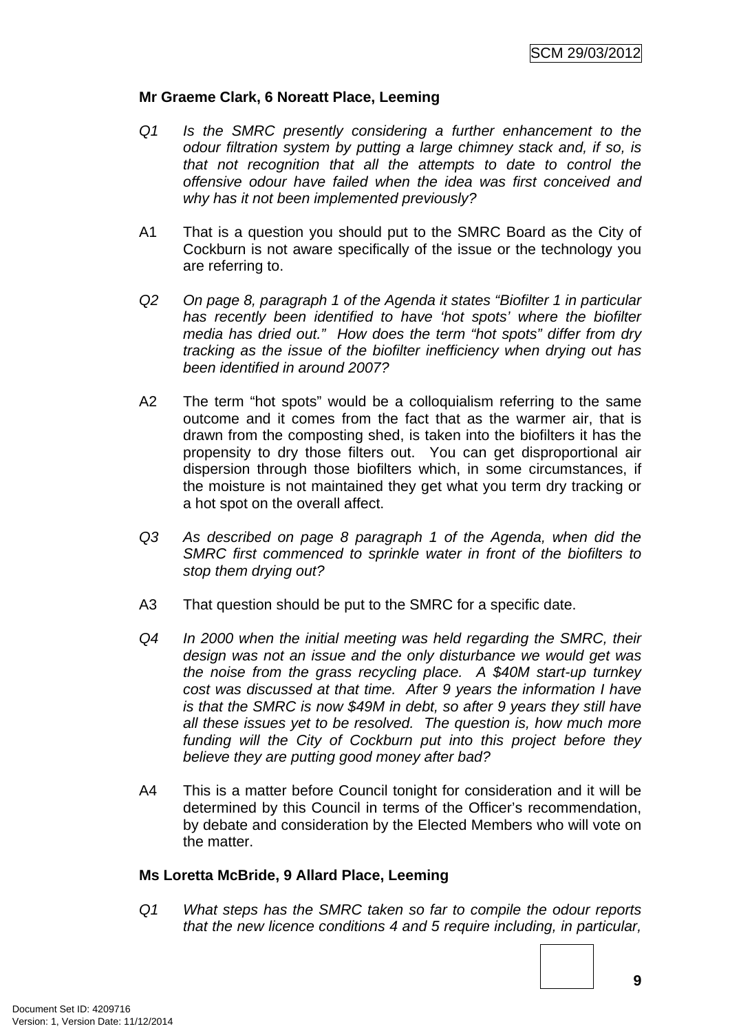**Mr Graeme Clark, 6 Noreatt Place, Leeming**

Q1 *Is the SMRC presently considering a further enhancement to the odour filtration system by putting a large chimney stack and, if so, is that not recognition that all the attempts to date to control the offensive odour have failed when the idea was first conceived and why has it not been implemented previously?*

A1 That is a question you should put to the SMRC Board as the City of Cockburn is not aware specifically of the issue or the technology you are referring to.

Q2 *On page 8, paragraph 1 of the Agenda it states "Biofilter 1 in particular has recently been identified to have 'hot spots' where the biofilter media has dried out." How does the term "hot spots" differ from dry tracking as the issue of the biofilter inefficiency when drying out has been identified in around 2007?*

A2 The term "hot spots" would be a colloquialism referring to the same outcome and it comes from the fact that as the warmer air, that is drawn from the composting shed, is taken into the biofilters it has the propensity to dry those filters out. You can get disproportional air dispersion through those biofilters which, in some circumstances, if the moisture is not maintained they get what you term dry tracking or a hot spot on the overall affect.

Q3 *As described on page 8 paragraph 1 of the Agenda, when did the SMRC first commenced to sprinkle water in front of the biofilters to stop them drying out?*

A3 That question should be put to the SMRC for a specific date.

Q4 *In 2000 when the initial meeting was held regarding the SMRC, their design was not an issue and the only disturbance we would get was the noise from the grass recycling place. A $40M start-up turnkey cost was discussed at that time. After 9 years the information I have is that the SMRC is now $49M in debt, so after 9 years they still have all these issues yet to be resolved. The question is, how much more funding will the City of Cockburn put into this project before they believe they are putting good money after bad?*

A4 This is a matter before Council tonight for consideration and it will be determined by this Council in terms of the Officer's recommendation, by debate and consideration by the Elected Members who will vote on the matter.

**Ms Loretta McBride, 9 Allard Place, Leeming**

Q1 *What steps has the SMRC taken so far to compile the odour reports that the new licence conditions 4 and 5 require including, in particular,*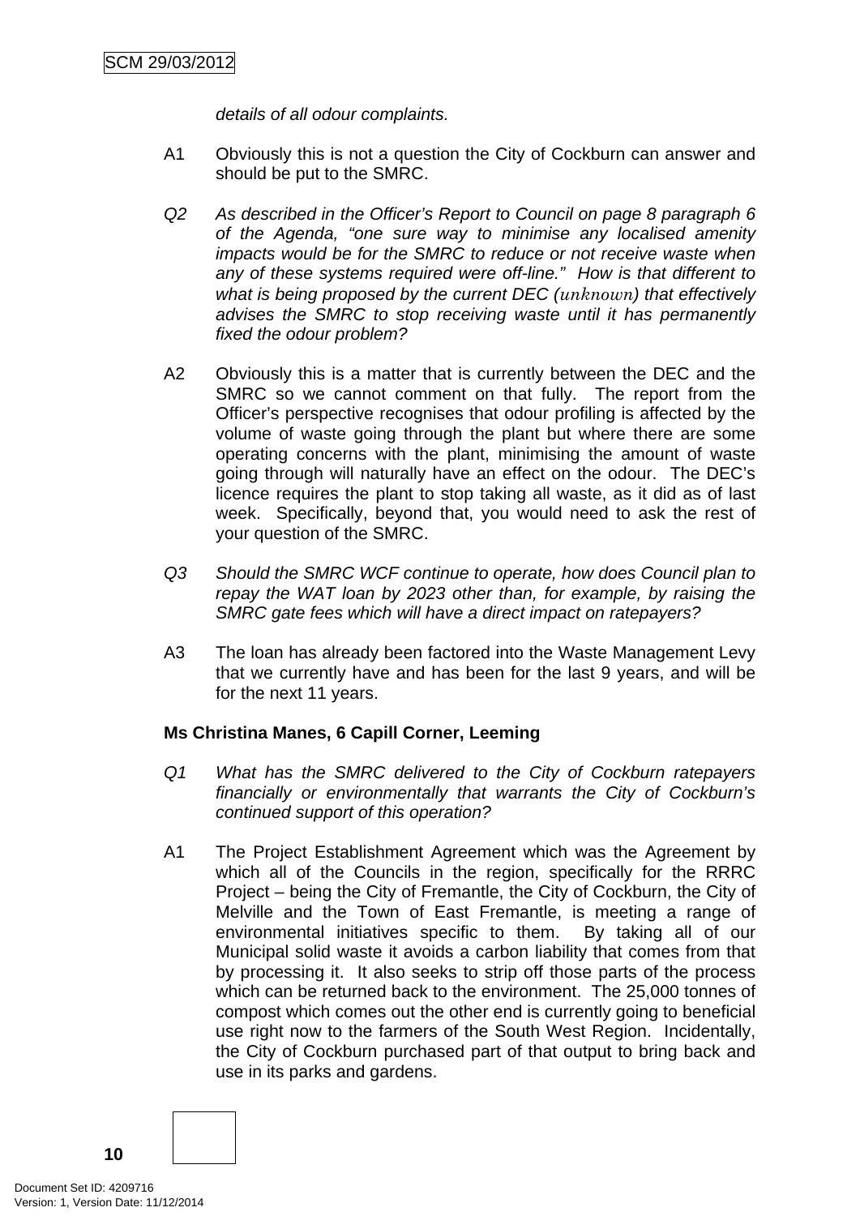*details of all odour complaints.*

A1 Obviously this is not a question the City of Cockburn can answer and should be put to the SMRC.

*Q2 As described in the Officer's Report to Council on page 8 paragraph 6 of the Agenda, "one sure way to minimise any localised amenity impacts would be for the SMRC to reduce or not receive waste when any of these systems required were off-line." How is that different to what is being proposed by the current DEC (unknown) that effectively advises the SMRC to stop receiving waste until it has permanently fixed the odour problem?*

A2 Obviously this is a matter that is currently between the DEC and the SMRC so we cannot comment on that fully. The report from the Officer's perspective recognises that odour profiling is affected by the volume of waste going through the plant but where there are some operating concerns with the plant, minimising the amount of waste going through will naturally have an effect on the odour. The DEC's licence requires the plant to stop taking all waste, as it did as of last week. Specifically, beyond that, you would need to ask the rest of your question of the SMRC.

*Q3 Should the SMRC WCF continue to operate, how does Council plan to repay the WAT loan by 2023 other than, for example, by raising the SMRC gate fees which will have a direct impact on ratepayers?*

A3 The loan has already been factored into the Waste Management Levy that we currently have and has been for the last 9 years, and will be for the next 11 years.

**Ms Christina Manes, 6 Capill Corner, Leeming**

*Q1 What has the SMRC delivered to the City of Cockburn ratepayers financially or environmentally that warrants the City of Cockburn's continued support of this operation?*

A1 The Project Establishment Agreement which was the Agreement by which all of the Councils in the region, specifically for the RRRC Project – being the City of Fremantle, the City of Cockburn, the City of Melville and the Town of East Fremantle, is meeting a range of environmental initiatives specific to them. By taking all of our Municipal solid waste it avoids a carbon liability that comes from that by processing it. It also seeks to strip off those parts of the process which can be returned back to the environment. The 25,000 tonnes of compost which comes out the other end is currently going to beneficial use right now to the farmers of the South West Region. Incidentally, the City of Cockburn purchased part of that output to bring back and use in its parks and gardens.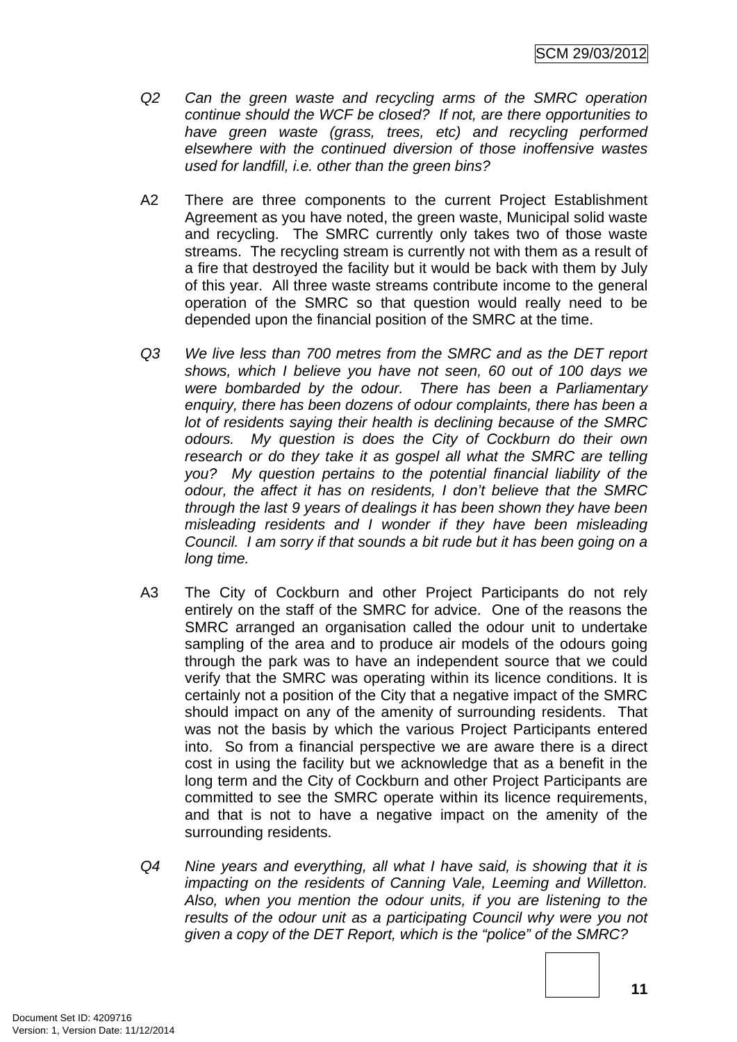*Q2 Can the green waste and recycling arms of the SMRC operation continue should the WCF be closed? If not, are there opportunities to have green waste (grass, trees, etc) and recycling performed elsewhere with the continued diversion of those inoffensive wastes used for landfill, i.e. other than the green bins?*

A2 There are three components to the current Project Establishment Agreement as you have noted, the green waste, Municipal solid waste and recycling. The SMRC currently only takes two of those waste streams. The recycling stream is currently not with them as a result of a fire that destroyed the facility but it would be back with them by July of this year. All three waste streams contribute income to the general operation of the SMRC so that question would really need to be depended upon the financial position of the SMRC at the time.

*Q3 We live less than 700 metres from the SMRC and as the DET report shows, which I believe you have not seen, 60 out of 100 days we were bombarded by the odour. There has been a Parliamentary enquiry, there has been dozens of odour complaints, there has been a lot of residents saying their health is declining because of the SMRC odours. My question is does the City of Cockburn do their own research or do they take it as gospel all what the SMRC are telling you? My question pertains to the potential financial liability of the odour, the affect it has on residents, I don't believe that the SMRC through the last 9 years of dealings it has been shown they have been misleading residents and I wonder if they have been misleading Council. I am sorry if that sounds a bit rude but it has been going on a long time.*

A3 The City of Cockburn and other Project Participants do not rely entirely on the staff of the SMRC for advice. One of the reasons the SMRC arranged an organisation called the odour unit to undertake sampling of the area and to produce air models of the odours going through the park was to have an independent source that we could verify that the SMRC was operating within its licence conditions. It is certainly not a position of the City that a negative impact of the SMRC should impact on any of the amenity of surrounding residents. That was not the basis by which the various Project Participants entered into. So from a financial perspective we are aware there is a direct cost in using the facility but we acknowledge that as a benefit in the long term and the City of Cockburn and other Project Participants are committed to see the SMRC operate within its licence requirements, and that is not to have a negative impact on the amenity of the surrounding residents.

*Q4 Nine years and everything, all what I have said, is showing that it is impacting on the residents of Canning Vale, Leeming and Willetton. Also, when you mention the odour units, if you are listening to the results of the odour unit as a participating Council why were you not given a copy of the DET Report, which is the "police" of the SMRC?*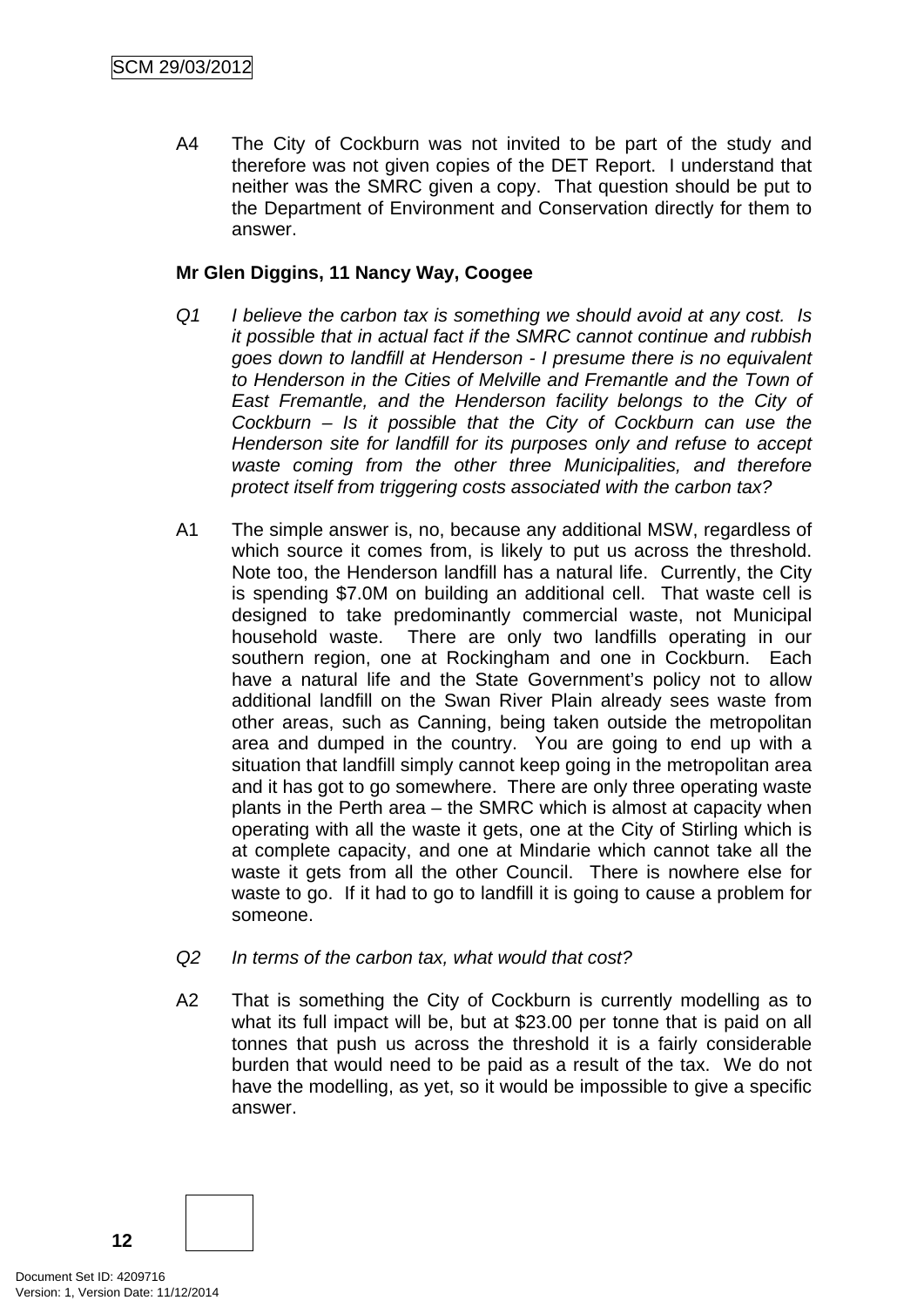A4 The City of Cockburn was not invited to be part of the study and therefore was not given copies of the DET Report. I understand that neither was the SMRC given a copy. That question should be put to the Department of Environment and Conservation directly for them to answer.

**Mr Glen Diggins, 11 Nancy Way, Coogee**

*Q1 I believe the carbon tax is something we should avoid at any cost. Is it possible that in actual fact if the SMRC cannot continue and rubbish goes down to landfill at Henderson - I presume there is no equivalent to Henderson in the Cities of Melville and Fremantle and the Town of East Fremantle, and the Henderson facility belongs to the City of Cockburn – Is it possible that the City of Cockburn can use the Henderson site for landfill for its purposes only and refuse to accept waste coming from the other three Municipalities, and therefore protect itself from triggering costs associated with the carbon tax?*

A1 The simple answer is, no, because any additional MSW, regardless of which source it comes from, is likely to put us across the threshold. Note too, the Henderson landfill has a natural life. Currently, the City is spending $7.0M on building an additional cell. That waste cell is designed to take predominantly commercial waste, not Municipal household waste. There are only two landfills operating in our southern region, one at Rockingham and one in Cockburn. Each have a natural life and the State Government's policy not to allow additional landfill on the Swan River Plain already sees waste from other areas, such as Canning, being taken outside the metropolitan area and dumped in the country. You are going to end up with a situation that landfill simply cannot keep going in the metropolitan area and it has got to go somewhere. There are only three operating waste plants in the Perth area – the SMRC which is almost at capacity when operating with all the waste it gets, one at the City of Stirling which is at complete capacity, and one at Mindarie which cannot take all the waste it gets from all the other Council. There is nowhere else for waste to go. If it had to go to landfill it is going to cause a problem for someone.

*Q2 In terms of the carbon tax, what would that cost?*

A2 That is something the City of Cockburn is currently modelling as to what its full impact will be, but at $23.00 per tonne that is paid on all tonnes that push us across the threshold it is a fairly considerable burden that would need to be paid as a result of the tax. We do not have the modelling, as yet, so it would be impossible to give a specific answer.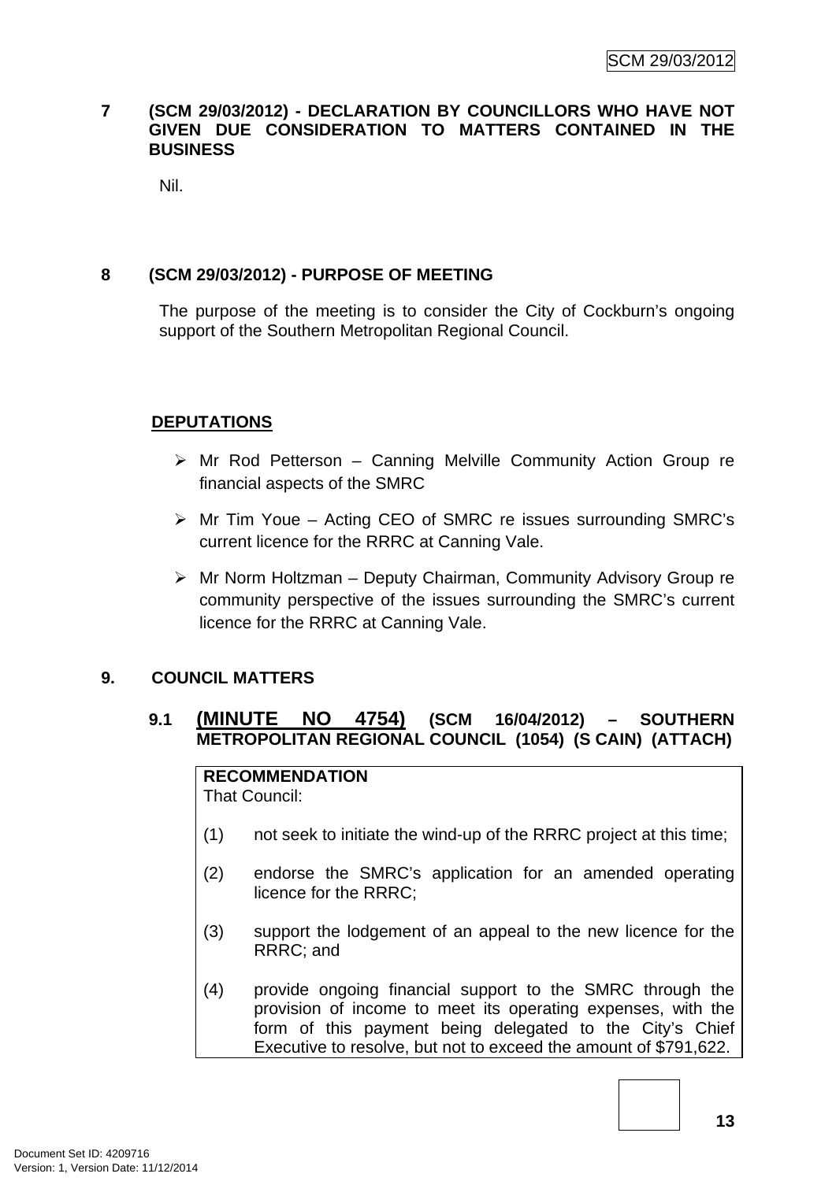## 7 (SCM 29/03/2012) - DECLARATION BY COUNCILLORS WHO HAVE NOT GIVEN DUE CONSIDERATION TO MATTERS CONTAINED IN THE BUSINESS

Nil.

## 8 (SCM 29/03/2012) - PURPOSE OF MEETING

The purpose of the meeting is to consider the City of Cockburn's ongoing support of the Southern Metropolitan Regional Council.

**DEPUTATIONS**

- Mr Rod Petterson – Canning Melville Community Action Group re financial aspects of the SMRC
- Mr Tim Youe – Acting CEO of SMRC re issues surrounding SMRC's current licence for the RRRC at Canning Vale.
- Mr Norm Holtzman – Deputy Chairman, Community Advisory Group re community perspective of the issues surrounding the SMRC's current licence for the RRRC at Canning Vale.

## 9. COUNCIL MATTERS

### 9.1 (MINUTE NO 4754) (SCM 16/04/2012) – SOUTHERN METROPOLITAN REGIONAL COUNCIL (1054) (S CAIN) (ATTACH)

**RECOMMENDATION**
That Council:

(1) not seek to initiate the wind-up of the RRRC project at this time;

(2) endorse the SMRC's application for an amended operating licence for the RRRC;

(3) support the lodgement of an appeal to the new licence for the RRRC; and

(4) provide ongoing financial support to the SMRC through the provision of income to meet its operating expenses, with the form of this payment being delegated to the City's Chief Executive to resolve, but not to exceed the amount of $791,622.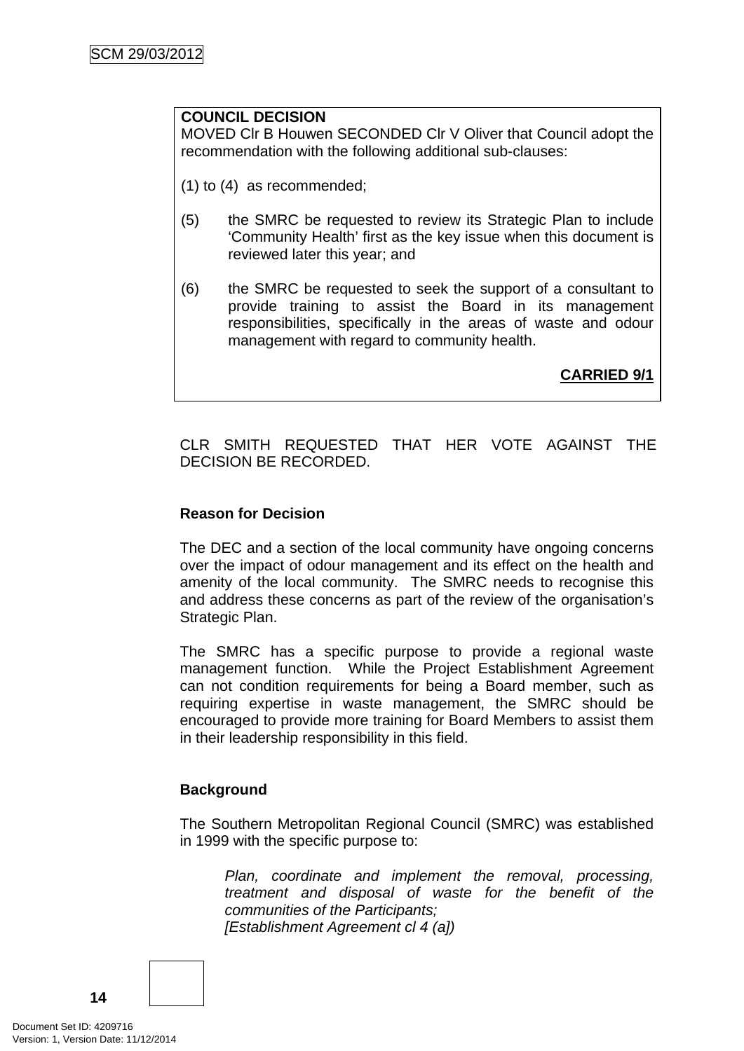**COUNCIL DECISION**

MOVED Clr B Houwen SECONDED Clr V Oliver that Council adopt the recommendation with the following additional sub-clauses:

(1) to (4) as recommended;

(5) the SMRC be requested to review its Strategic Plan to include 'Community Health' first as the key issue when this document is reviewed later this year; and

(6) the SMRC be requested to seek the support of a consultant to provide training to assist the Board in its management responsibilities, specifically in the areas of waste and odour management with regard to community health.

**CARRIED 9/1**

CLR SMITH REQUESTED THAT HER VOTE AGAINST THE DECISION BE RECORDED.

**Reason for Decision**

The DEC and a section of the local community have ongoing concerns over the impact of odour management and its effect on the health and amenity of the local community. The SMRC needs to recognise this and address these concerns as part of the review of the organisation's Strategic Plan.

The SMRC has a specific purpose to provide a regional waste management function. While the Project Establishment Agreement can not condition requirements for being a Board member, such as requiring expertise in waste management, the SMRC should be encouraged to provide more training for Board Members to assist them in their leadership responsibility in this field.

**Background**

The Southern Metropolitan Regional Council (SMRC) was established in 1999 with the specific purpose to:

> *Plan, coordinate and implement the removal, processing, treatment and disposal of waste for the benefit of the communities of the Participants;*
> *[Establishment Agreement cl 4 (a])*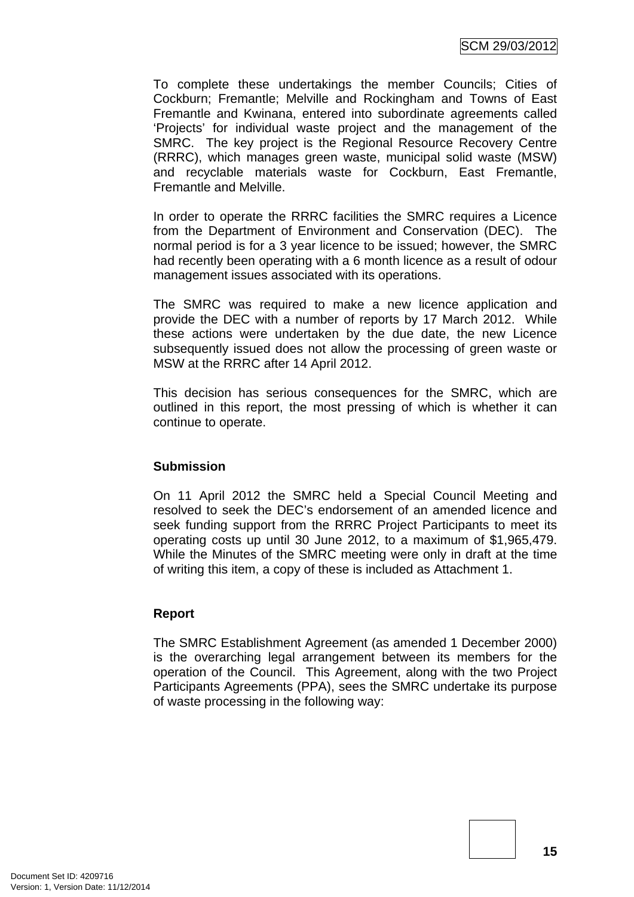To complete these undertakings the member Councils; Cities of Cockburn; Fremantle; Melville and Rockingham and Towns of East Fremantle and Kwinana, entered into subordinate agreements called 'Projects' for individual waste project and the management of the SMRC. The key project is the Regional Resource Recovery Centre (RRRC), which manages green waste, municipal solid waste (MSW) and recyclable materials waste for Cockburn, East Fremantle, Fremantle and Melville.

In order to operate the RRRC facilities the SMRC requires a Licence from the Department of Environment and Conservation (DEC). The normal period is for a 3 year licence to be issued; however, the SMRC had recently been operating with a 6 month licence as a result of odour management issues associated with its operations.

The SMRC was required to make a new licence application and provide the DEC with a number of reports by 17 March 2012. While these actions were undertaken by the due date, the new Licence subsequently issued does not allow the processing of green waste or MSW at the RRRC after 14 April 2012.

This decision has serious consequences for the SMRC, which are outlined in this report, the most pressing of which is whether it can continue to operate.

**Submission**

On 11 April 2012 the SMRC held a Special Council Meeting and resolved to seek the DEC's endorsement of an amended licence and seek funding support from the RRRC Project Participants to meet its operating costs up until 30 June 2012, to a maximum of $1,965,479. While the Minutes of the SMRC meeting were only in draft at the time of writing this item, a copy of these is included as Attachment 1.

**Report**

The SMRC Establishment Agreement (as amended 1 December 2000) is the overarching legal arrangement between its members for the operation of the Council. This Agreement, along with the two Project Participants Agreements (PPA), sees the SMRC undertake its purpose of waste processing in the following way: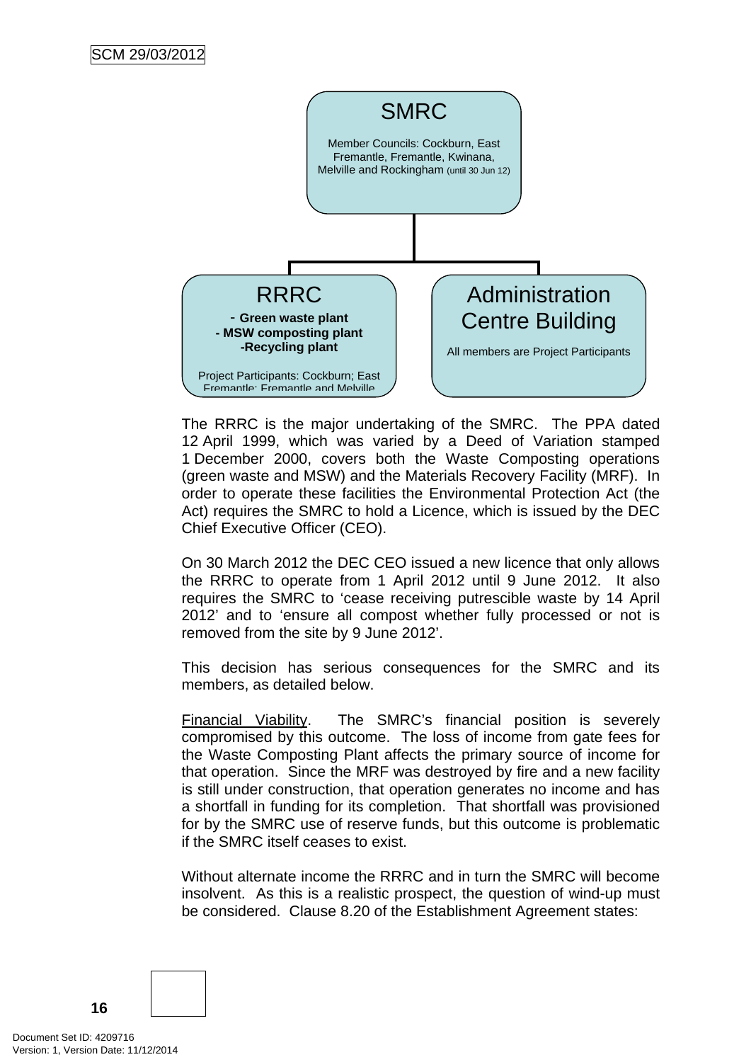SMRC

Member Councils: Cockburn, East Fremantle, Fremantle, Kwinana, Melville and Rockingham (until 30 Jun 12)

RRRC

- **Green waste plant**
- **MSW composting plant**
- **Recycling plant**

Project Participants: Cockburn; East Fremantle; Fremantle and Melville

Administration Centre Building

All members are Project Participants

The RRRC is the major undertaking of the SMRC. The PPA dated 12 April 1999, which was varied by a Deed of Variation stamped 1 December 2000, covers both the Waste Composting operations (green waste and MSW) and the Materials Recovery Facility (MRF). In order to operate these facilities the Environmental Protection Act (the Act) requires the SMRC to hold a Licence, which is issued by the DEC Chief Executive Officer (CEO).

On 30 March 2012 the DEC CEO issued a new licence that only allows the RRRC to operate from 1 April 2012 until 9 June 2012. It also requires the SMRC to 'cease receiving putrescible waste by 14 April 2012' and to 'ensure all compost whether fully processed or not is removed from the site by 9 June 2012'.

This decision has serious consequences for the SMRC and its members, as detailed below.

Financial Viability. The SMRC's financial position is severely compromised by this outcome. The loss of income from gate fees for the Waste Composting Plant affects the primary source of income for that operation. Since the MRF was destroyed by fire and a new facility is still under construction, that operation generates no income and has a shortfall in funding for its completion. That shortfall was provisioned for by the SMRC use of reserve funds, but this outcome is problematic if the SMRC itself ceases to exist.

Without alternate income the RRRC and in turn the SMRC will become insolvent. As this is a realistic prospect, the question of wind-up must be considered. Clause 8.20 of the Establishment Agreement states: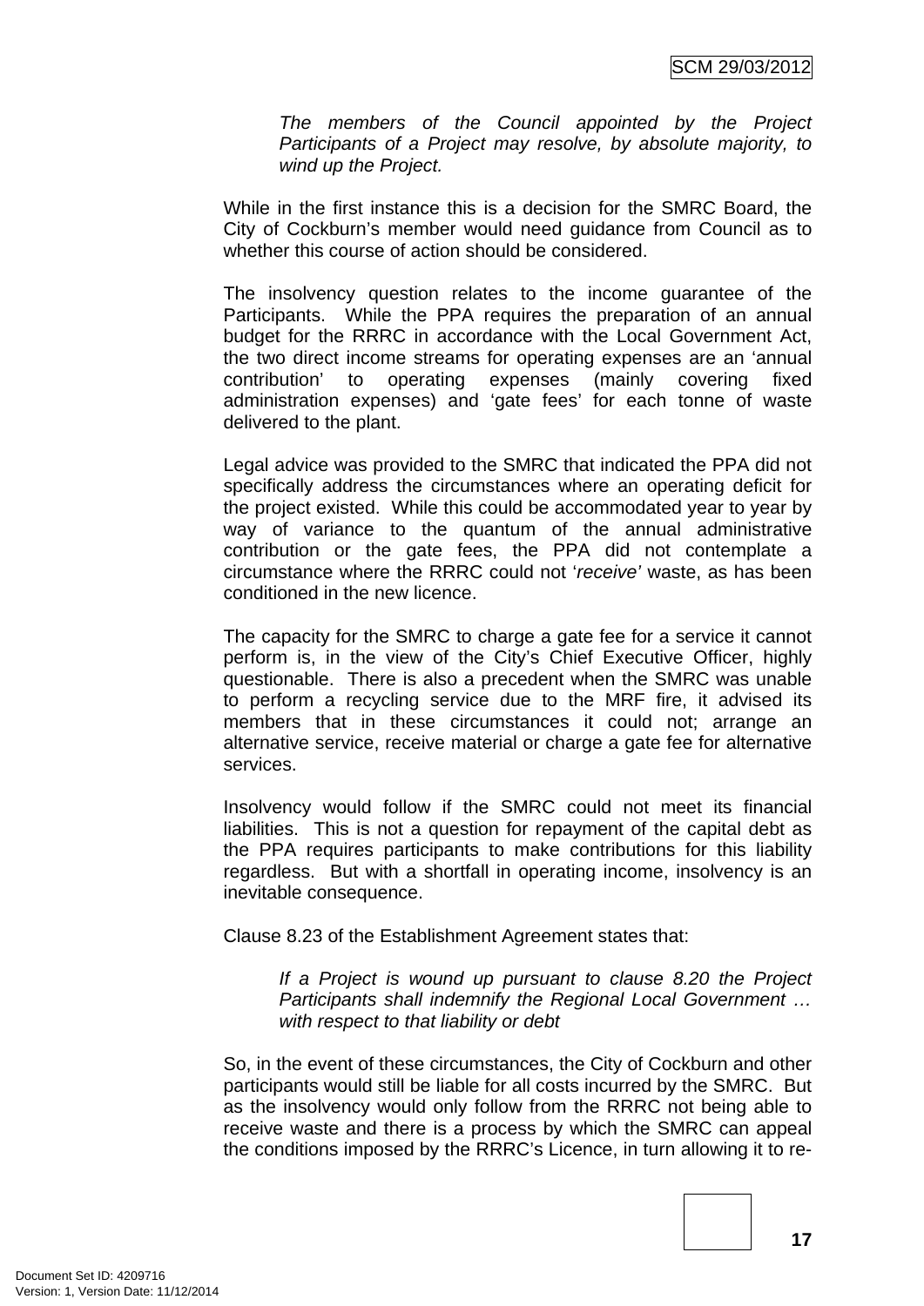> *The members of the Council appointed by the Project Participants of a Project may resolve, by absolute majority, to wind up the Project.*

While in the first instance this is a decision for the SMRC Board, the City of Cockburn's member would need guidance from Council as to whether this course of action should be considered.

The insolvency question relates to the income guarantee of the Participants. While the PPA requires the preparation of an annual budget for the RRRC in accordance with the Local Government Act, the two direct income streams for operating expenses are an 'annual contribution' to operating expenses (mainly covering fixed administration expenses) and 'gate fees' for each tonne of waste delivered to the plant.

Legal advice was provided to the SMRC that indicated the PPA did not specifically address the circumstances where an operating deficit for the project existed. While this could be accommodated year to year by way of variance to the quantum of the annual administrative contribution or the gate fees, the PPA did not contemplate a circumstance where the RRRC could not '*receive'* waste, as has been conditioned in the new licence.

The capacity for the SMRC to charge a gate fee for a service it cannot perform is, in the view of the City's Chief Executive Officer, highly questionable. There is also a precedent when the SMRC was unable to perform a recycling service due to the MRF fire, it advised its members that in these circumstances it could not; arrange an alternative service, receive material or charge a gate fee for alternative services.

Insolvency would follow if the SMRC could not meet its financial liabilities. This is not a question for repayment of the capital debt as the PPA requires participants to make contributions for this liability regardless. But with a shortfall in operating income, insolvency is an inevitable consequence.

Clause 8.23 of the Establishment Agreement states that:

> *If a Project is wound up pursuant to clause 8.20 the Project Participants shall indemnify the Regional Local Government … with respect to that liability or debt*

So, in the event of these circumstances, the City of Cockburn and other participants would still be liable for all costs incurred by the SMRC. But as the insolvency would only follow from the RRRC not being able to receive waste and there is a process by which the SMRC can appeal the conditions imposed by the RRRC's Licence, in turn allowing it to re-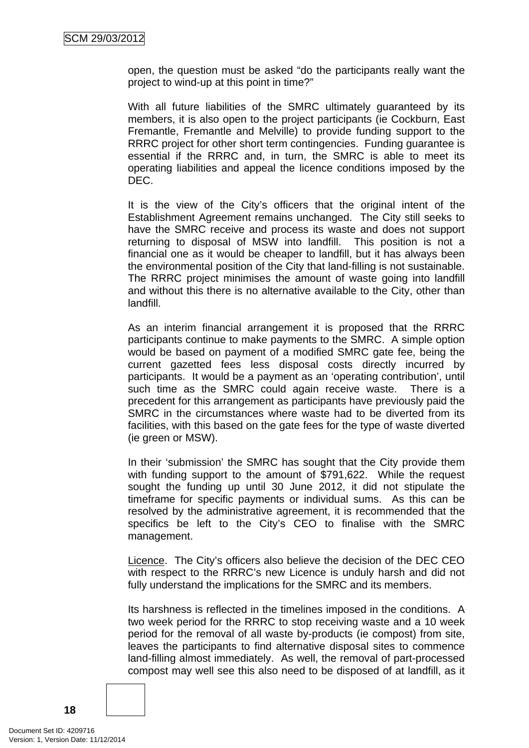open, the question must be asked "do the participants really want the project to wind-up at this point in time?"

With all future liabilities of the SMRC ultimately guaranteed by its members, it is also open to the project participants (ie Cockburn, East Fremantle, Fremantle and Melville) to provide funding support to the RRRC project for other short term contingencies. Funding guarantee is essential if the RRRC and, in turn, the SMRC is able to meet its operating liabilities and appeal the licence conditions imposed by the DEC.

It is the view of the City's officers that the original intent of the Establishment Agreement remains unchanged. The City still seeks to have the SMRC receive and process its waste and does not support returning to disposal of MSW into landfill. This position is not a financial one as it would be cheaper to landfill, but it has always been the environmental position of the City that land-filling is not sustainable. The RRRC project minimises the amount of waste going into landfill and without this there is no alternative available to the City, other than landfill.

As an interim financial arrangement it is proposed that the RRRC participants continue to make payments to the SMRC. A simple option would be based on payment of a modified SMRC gate fee, being the current gazetted fees less disposal costs directly incurred by participants. It would be a payment as an 'operating contribution', until such time as the SMRC could again receive waste. There is a precedent for this arrangement as participants have previously paid the SMRC in the circumstances where waste had to be diverted from its facilities, with this based on the gate fees for the type of waste diverted (ie green or MSW).

In their 'submission' the SMRC has sought that the City provide them with funding support to the amount of $791,622. While the request sought the funding up until 30 June 2012, it did not stipulate the timeframe for specific payments or individual sums. As this can be resolved by the administrative agreement, it is recommended that the specifics be left to the City's CEO to finalise with the SMRC management.

Licence. The City's officers also believe the decision of the DEC CEO with respect to the RRRC's new Licence is unduly harsh and did not fully understand the implications for the SMRC and its members.

Its harshness is reflected in the timelines imposed in the conditions. A two week period for the RRRC to stop receiving waste and a 10 week period for the removal of all waste by-products (ie compost) from site, leaves the participants to find alternative disposal sites to commence land-filling almost immediately. As well, the removal of part-processed compost may well see this also need to be disposed of at landfill, as it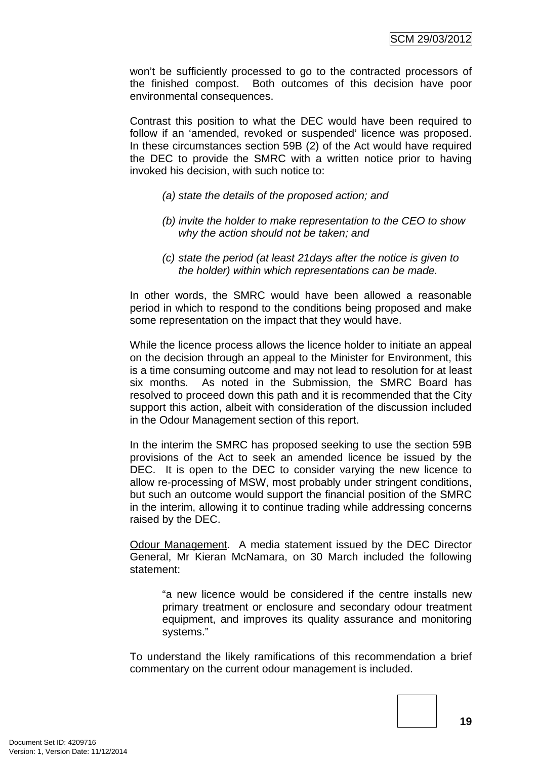won't be sufficiently processed to go to the contracted processors of the finished compost. Both outcomes of this decision have poor environmental consequences.

Contrast this position to what the DEC would have been required to follow if an 'amended, revoked or suspended' licence was proposed. In these circumstances section 59B (2) of the Act would have required the DEC to provide the SMRC with a written notice prior to having invoked his decision, with such notice to:

> *(a) state the details of the proposed action; and*
>
> *(b) invite the holder to make representation to the CEO to show why the action should not be taken; and*
>
> *(c) state the period (at least 21days after the notice is given to the holder) within which representations can be made.*

In other words, the SMRC would have been allowed a reasonable period in which to respond to the conditions being proposed and make some representation on the impact that they would have.

While the licence process allows the licence holder to initiate an appeal on the decision through an appeal to the Minister for Environment, this is a time consuming outcome and may not lead to resolution for at least six months. As noted in the Submission, the SMRC Board has resolved to proceed down this path and it is recommended that the City support this action, albeit with consideration of the discussion included in the Odour Management section of this report.

In the interim the SMRC has proposed seeking to use the section 59B provisions of the Act to seek an amended licence be issued by the DEC. It is open to the DEC to consider varying the new licence to allow re-processing of MSW, most probably under stringent conditions, but such an outcome would support the financial position of the SMRC in the interim, allowing it to continue trading while addressing concerns raised by the DEC.

Odour Management. A media statement issued by the DEC Director General, Mr Kieran McNamara, on 30 March included the following statement:

> "a new licence would be considered if the centre installs new primary treatment or enclosure and secondary odour treatment equipment, and improves its quality assurance and monitoring systems."

To understand the likely ramifications of this recommendation a brief commentary on the current odour management is included.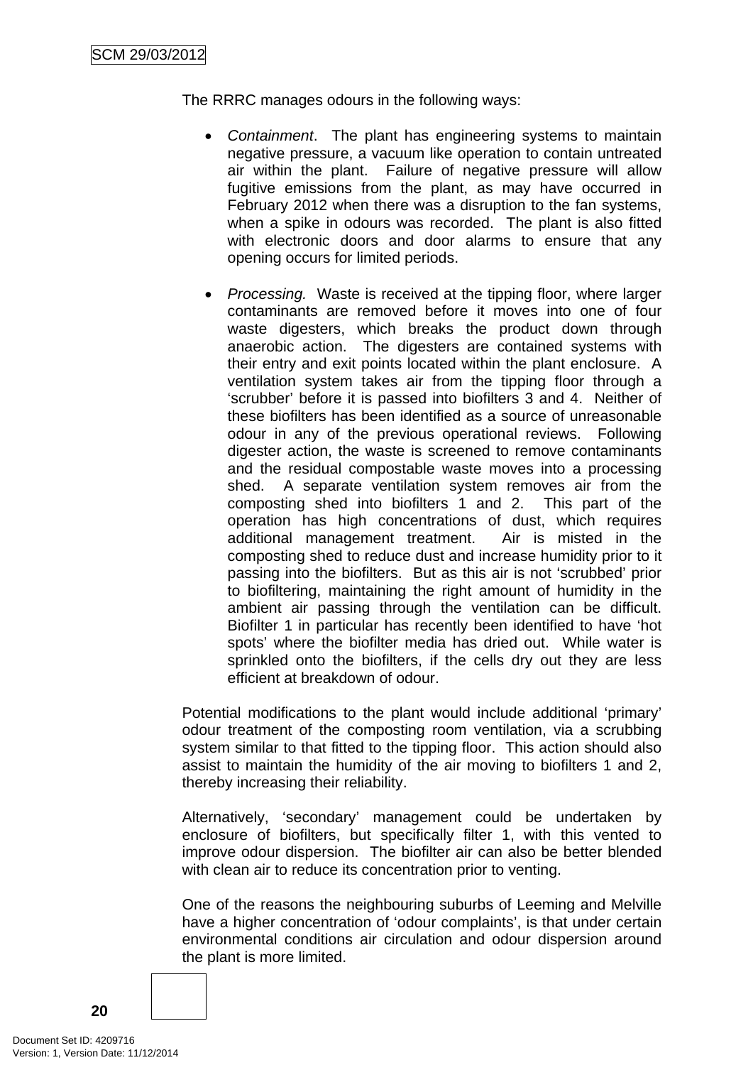The RRRC manages odours in the following ways:

- *Containment*. The plant has engineering systems to maintain negative pressure, a vacuum like operation to contain untreated air within the plant. Failure of negative pressure will allow fugitive emissions from the plant, as may have occurred in February 2012 when there was a disruption to the fan systems, when a spike in odours was recorded. The plant is also fitted with electronic doors and door alarms to ensure that any opening occurs for limited periods.

- *Processing.* Waste is received at the tipping floor, where larger contaminants are removed before it moves into one of four waste digesters, which breaks the product down through anaerobic action. The digesters are contained systems with their entry and exit points located within the plant enclosure. A ventilation system takes air from the tipping floor through a 'scrubber' before it is passed into biofilters 3 and 4. Neither of these biofilters has been identified as a source of unreasonable odour in any of the previous operational reviews. Following digester action, the waste is screened to remove contaminants and the residual compostable waste moves into a processing shed. A separate ventilation system removes air from the composting shed into biofilters 1 and 2. This part of the operation has high concentrations of dust, which requires additional management treatment. Air is misted in the composting shed to reduce dust and increase humidity prior to it passing into the biofilters. But as this air is not 'scrubbed' prior to biofiltering, maintaining the right amount of humidity in the ambient air passing through the ventilation can be difficult. Biofilter 1 in particular has recently been identified to have 'hot spots' where the biofilter media has dried out. While water is sprinkled onto the biofilters, if the cells dry out they are less efficient at breakdown of odour.

Potential modifications to the plant would include additional 'primary' odour treatment of the composting room ventilation, via a scrubbing system similar to that fitted to the tipping floor. This action should also assist to maintain the humidity of the air moving to biofilters 1 and 2, thereby increasing their reliability.

Alternatively, 'secondary' management could be undertaken by enclosure of biofilters, but specifically filter 1, with this vented to improve odour dispersion. The biofilter air can also be better blended with clean air to reduce its concentration prior to venting.

One of the reasons the neighbouring suburbs of Leeming and Melville have a higher concentration of 'odour complaints', is that under certain environmental conditions air circulation and odour dispersion around the plant is more limited.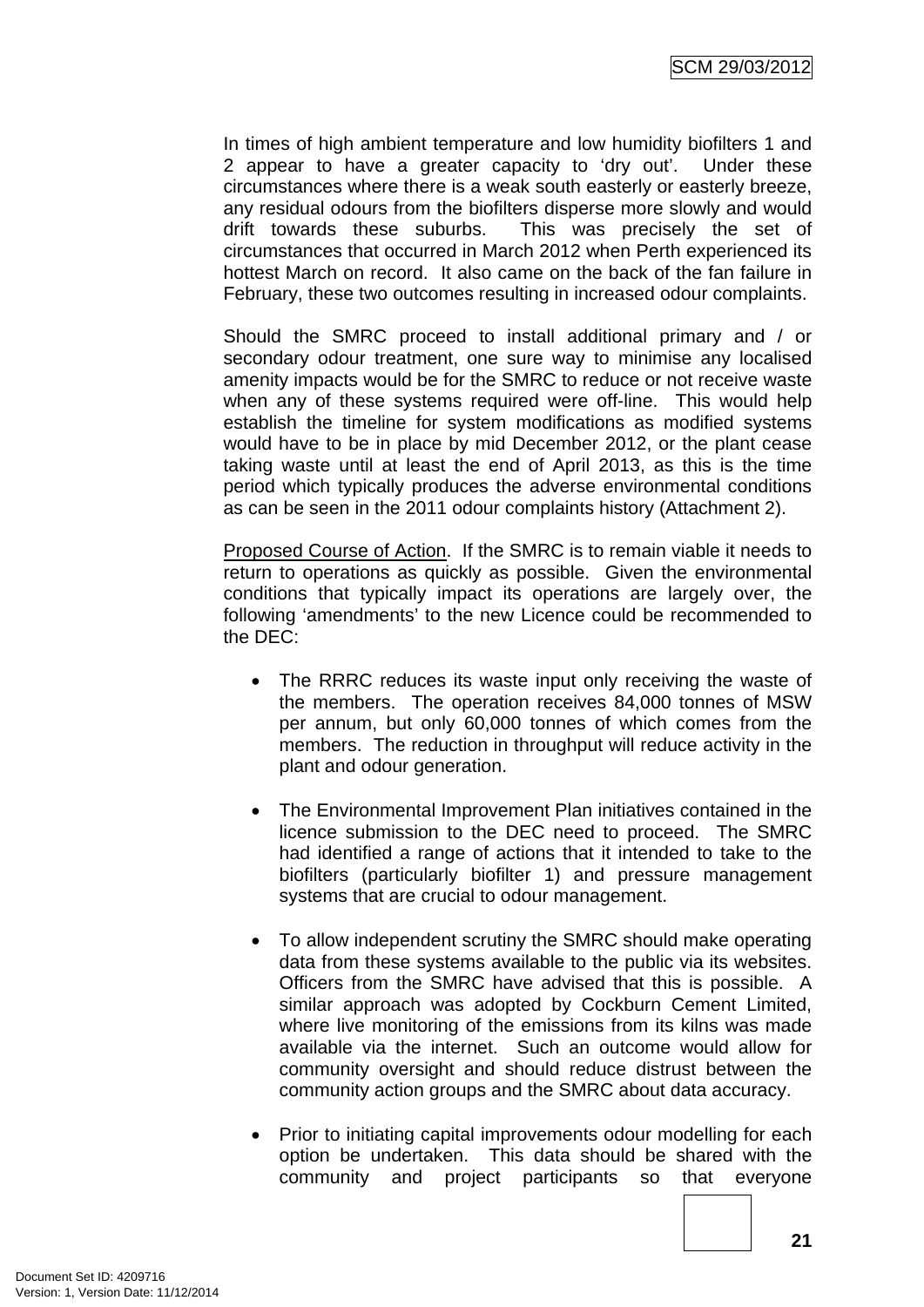In times of high ambient temperature and low humidity biofilters 1 and 2 appear to have a greater capacity to 'dry out'. Under these circumstances where there is a weak south easterly or easterly breeze, any residual odours from the biofilters disperse more slowly and would drift towards these suburbs. This was precisely the set of circumstances that occurred in March 2012 when Perth experienced its hottest March on record. It also came on the back of the fan failure in February, these two outcomes resulting in increased odour complaints.

Should the SMRC proceed to install additional primary and / or secondary odour treatment, one sure way to minimise any localised amenity impacts would be for the SMRC to reduce or not receive waste when any of these systems required were off-line. This would help establish the timeline for system modifications as modified systems would have to be in place by mid December 2012, or the plant cease taking waste until at least the end of April 2013, as this is the time period which typically produces the adverse environmental conditions as can be seen in the 2011 odour complaints history (Attachment 2).

Proposed Course of Action. If the SMRC is to remain viable it needs to return to operations as quickly as possible. Given the environmental conditions that typically impact its operations are largely over, the following 'amendments' to the new Licence could be recommended to the DEC:

- The RRRC reduces its waste input only receiving the waste of the members. The operation receives 84,000 tonnes of MSW per annum, but only 60,000 tonnes of which comes from the members. The reduction in throughput will reduce activity in the plant and odour generation.

- The Environmental Improvement Plan initiatives contained in the licence submission to the DEC need to proceed. The SMRC had identified a range of actions that it intended to take to the biofilters (particularly biofilter 1) and pressure management systems that are crucial to odour management.

- To allow independent scrutiny the SMRC should make operating data from these systems available to the public via its websites. Officers from the SMRC have advised that this is possible. A similar approach was adopted by Cockburn Cement Limited, where live monitoring of the emissions from its kilns was made available via the internet. Such an outcome would allow for community oversight and should reduce distrust between the community action groups and the SMRC about data accuracy.

- Prior to initiating capital improvements odour modelling for each option be undertaken. This data should be shared with the community and project participants so that everyone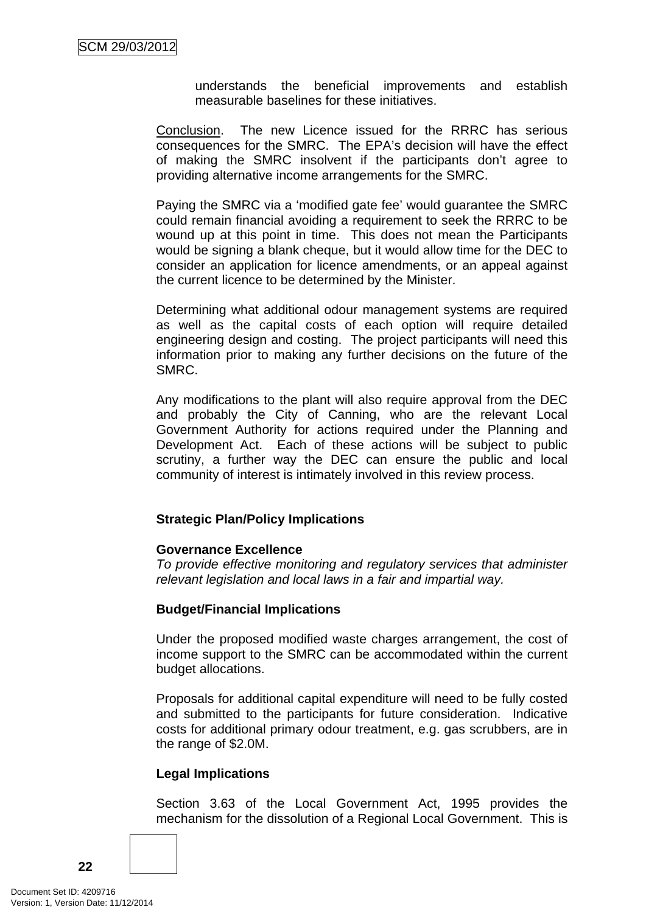understands the beneficial improvements and establish measurable baselines for these initiatives.

Conclusion. The new Licence issued for the RRRC has serious consequences for the SMRC. The EPA's decision will have the effect of making the SMRC insolvent if the participants don't agree to providing alternative income arrangements for the SMRC.

Paying the SMRC via a 'modified gate fee' would guarantee the SMRC could remain financial avoiding a requirement to seek the RRRC to be wound up at this point in time. This does not mean the Participants would be signing a blank cheque, but it would allow time for the DEC to consider an application for licence amendments, or an appeal against the current licence to be determined by the Minister.

Determining what additional odour management systems are required as well as the capital costs of each option will require detailed engineering design and costing. The project participants will need this information prior to making any further decisions on the future of the SMRC.

Any modifications to the plant will also require approval from the DEC and probably the City of Canning, who are the relevant Local Government Authority for actions required under the Planning and Development Act. Each of these actions will be subject to public scrutiny, a further way the DEC can ensure the public and local community of interest is intimately involved in this review process.

**Strategic Plan/Policy Implications**

**Governance Excellence**
*To provide effective monitoring and regulatory services that administer relevant legislation and local laws in a fair and impartial way.*

**Budget/Financial Implications**

Under the proposed modified waste charges arrangement, the cost of income support to the SMRC can be accommodated within the current budget allocations.

Proposals for additional capital expenditure will need to be fully costed and submitted to the participants for future consideration. Indicative costs for additional primary odour treatment, e.g. gas scrubbers, are in the range of $2.0M.

**Legal Implications**

Section 3.63 of the Local Government Act, 1995 provides the mechanism for the dissolution of a Regional Local Government. This is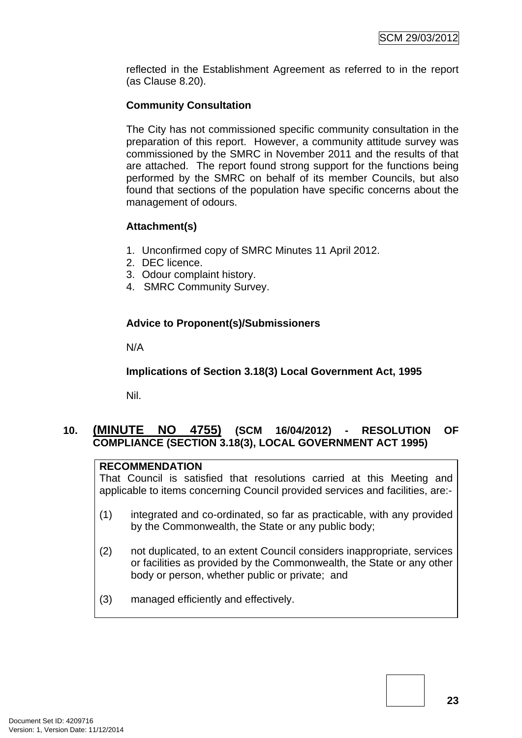reflected in the Establishment Agreement as referred to in the report (as Clause 8.20).

**Community Consultation**

The City has not commissioned specific community consultation in the preparation of this report. However, a community attitude survey was commissioned by the SMRC in November 2011 and the results of that are attached. The report found strong support for the functions being performed by the SMRC on behalf of its member Councils, but also found that sections of the population have specific concerns about the management of odours.

**Attachment(s)**

1. Unconfirmed copy of SMRC Minutes 11 April 2012.
2. DEC licence.
3. Odour complaint history.
4. SMRC Community Survey.

**Advice to Proponent(s)/Submissioners**

N/A

**Implications of Section 3.18(3) Local Government Act, 1995**

Nil.

## 10. <u>(MINUTE NO 4755)</u> (SCM 16/04/2012) - RESOLUTION OF COMPLIANCE (SECTION 3.18(3), LOCAL GOVERNMENT ACT 1995)

**RECOMMENDATION**
That Council is satisfied that resolutions carried at this Meeting and applicable to items concerning Council provided services and facilities, are:-

(1) integrated and co-ordinated, so far as practicable, with any provided by the Commonwealth, the State or any public body;

(2) not duplicated, to an extent Council considers inappropriate, services or facilities as provided by the Commonwealth, the State or any other body or person, whether public or private; and

(3) managed efficiently and effectively.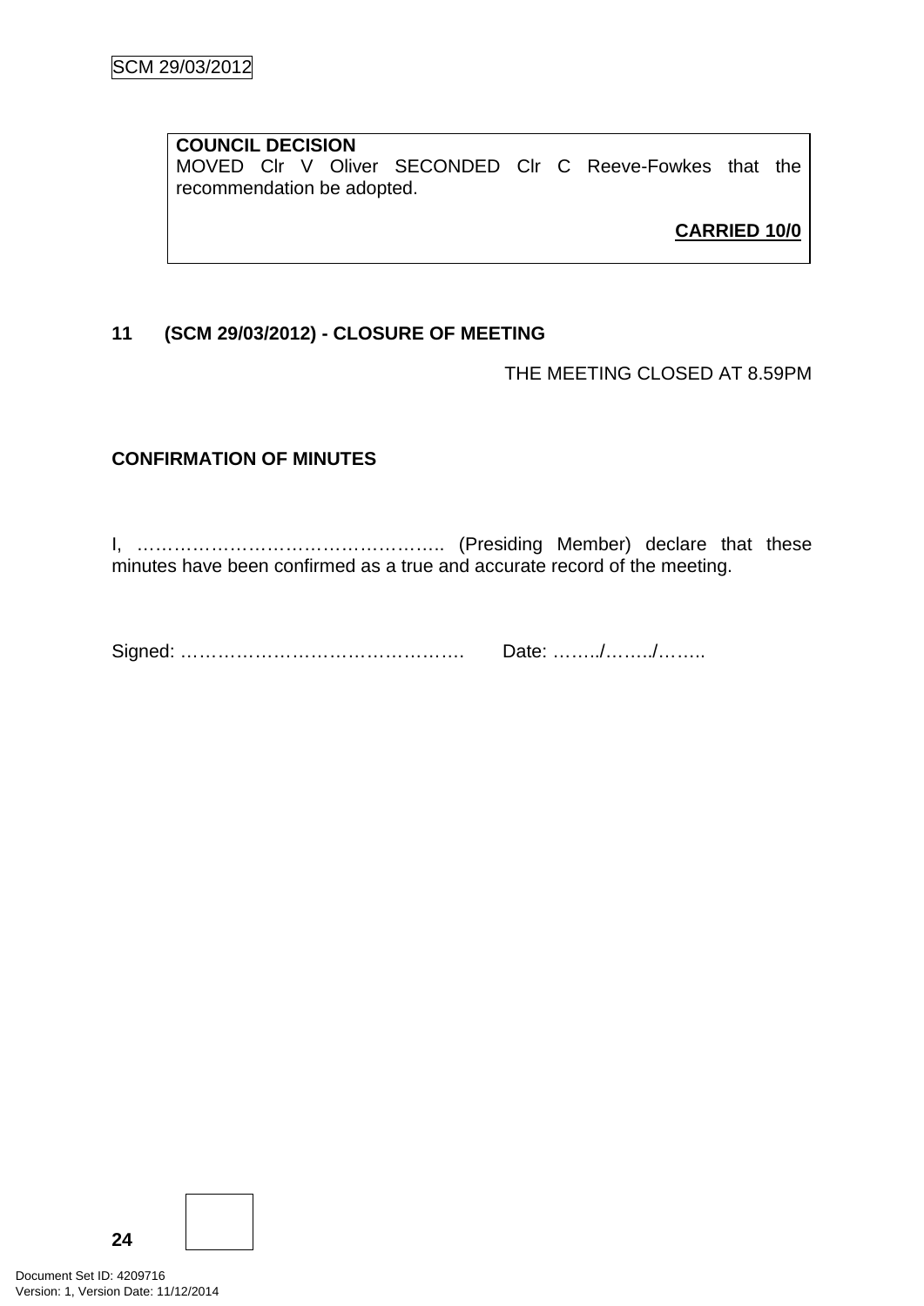**COUNCIL DECISION**
MOVED Clr V Oliver SECONDED Clr C Reeve-Fowkes that the recommendation be adopted.

**CARRIED 10/0**

## 11 (SCM 29/03/2012) - CLOSURE OF MEETING

THE MEETING CLOSED AT 8.59PM

## CONFIRMATION OF MINUTES

I, ………………………………………….. (Presiding Member) declare that these minutes have been confirmed as a true and accurate record of the meeting.

Signed: ………………………………………. Date: ……../……../……..